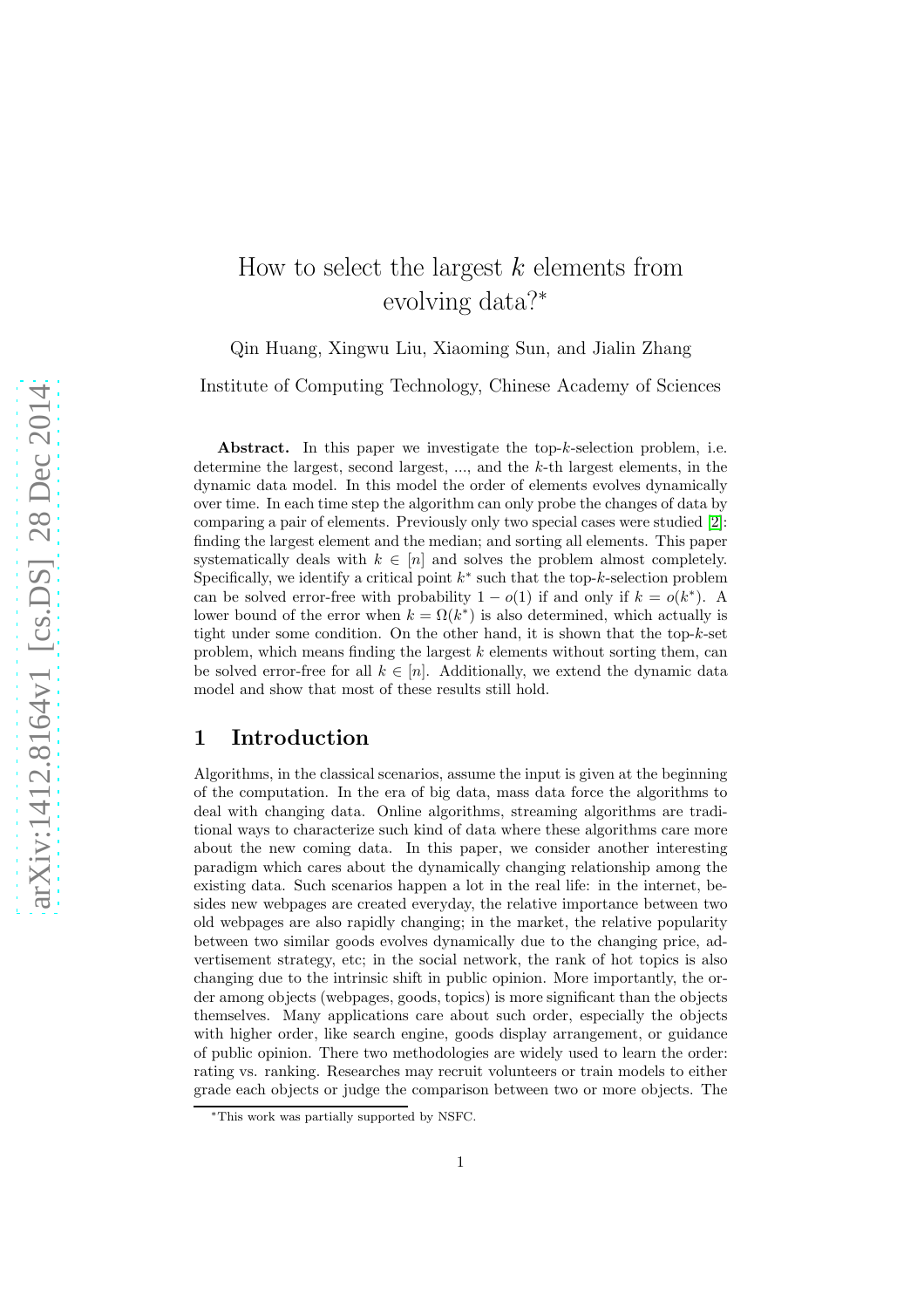# How to select the largest $k$ elements from evolving data?*

Qin Huang, Xingwu Liu, Xiaoming Sun, and Jialin Zhang

Institute of Computing Technology, Chinese Academy of Sciences

**Abstract.** In this paper we investigate the top-$k$-selection problem, i.e. determine the largest, second largest, ..., and the $k$-th largest elements, in the dynamic data model. In this model the order of elements evolves dynamically over time. In each time step the algorithm can only probe the changes of data by comparing a pair of elements. Previously only two special cases were studied [2]: finding the largest element and the median; and sorting all elements. This paper systematically deals with $k \in [n]$ and solves the problem almost completely. Specifically, we identify a critical point $k^*$ such that the top-$k$-selection problem can be solved error-free with probability $1 - o(1)$ if and only if $k = o(k^*)$. A lower bound of the error when $k = \Omega(k^*)$ is also determined, which actually is tight under some condition. On the other hand, it is shown that the top-$k$-set problem, which means finding the largest $k$ elements without sorting them, can be solved error-free for all $k \in [n]$. Additionally, we extend the dynamic data model and show that most of these results still hold.

## 1 Introduction

Algorithms, in the classical scenarios, assume the input is given at the beginning of the computation. In the era of big data, mass data force the algorithms to deal with changing data. Online algorithms, streaming algorithms are traditional ways to characterize such kind of data where these algorithms care more about the new coming data. In this paper, we consider another interesting paradigm which cares about the dynamically changing relationship among the existing data. Such scenarios happen a lot in the real life: in the internet, besides new webpages are created everyday, the relative importance between two old webpages are also rapidly changing; in the market, the relative popularity between two similar goods evolves dynamically due to the changing price, advertisement strategy, etc; in the social network, the rank of hot topics is also changing due to the intrinsic shift in public opinion. More importantly, the order among objects (webpages, goods, topics) is more significant than the objects themselves. Many applications care about such order, especially the objects with higher order, like search engine, goods display arrangement, or guidance of public opinion. There two methodologies are widely used to learn the order: rating vs. ranking. Researches may recruit volunteers or train models to either grade each objects or judge the comparison between two or more objects. The

*This work was partially supported by NSFC.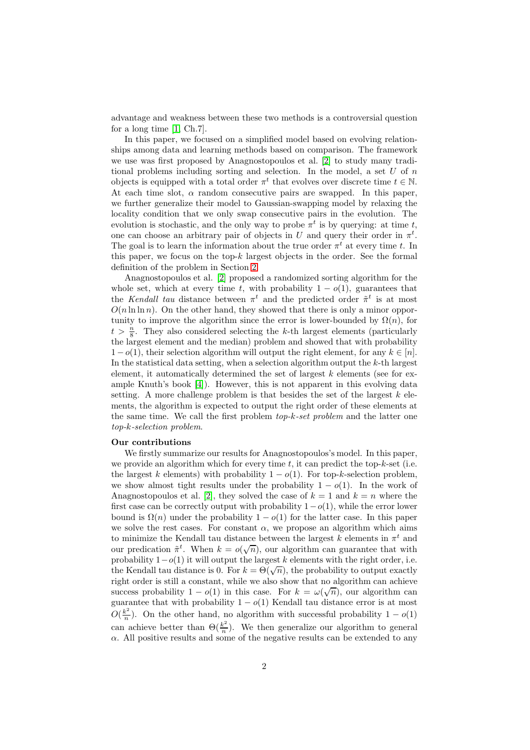advantage and weakness between these two methods is a controversial question for a long time [1, Ch.7].

In this paper, we focused on a simplified model based on evolving relationships among data and learning methods based on comparison. The framework we use was first proposed by Anagnostopoulos et al. [2] to study many traditional problems including sorting and selection. In the model, a set $U$ of $n$ objects is equipped with a total order $\pi^t$ that evolves over discrete time $t \in \mathbb{N}$. At each time slot, $\alpha$ random consecutive pairs are swapped. In this paper, we further generalize their model to Gaussian-swapping model by relaxing the locality condition that we only swap consecutive pairs in the evolution. The evolution is stochastic, and the only way to probe $\pi^t$ is by querying: at time $t$, one can choose an arbitrary pair of objects in $U$ and query their order in $\pi^t$. The goal is to learn the information about the true order $\pi^t$ at every time $t$. In this paper, we focus on the top-$k$ largest objects in the order. See the formal definition of the problem in Section 2.

Anagnostopoulos et al. [2] proposed a randomized sorting algorithm for the whole set, which at every time $t$, with probability $1-o(1)$, guarantees that the *Kendall tau* distance between $\pi^t$ and the predicted order $\tilde{\pi}^t$ is at most $O(n \ln \ln n)$. On the other hand, they showed that there is only a minor opportunity to improve the algorithm since the error is lower-bounded by $\Omega(n)$, for $t > \frac{n}{8}$. They also considered selecting the $k$-th largest elements (particularly the largest element and the median) problem and showed that with probability $1-o(1)$, their selection algorithm will output the right element, for any $k \in [n]$. In the statistical data setting, when a selection algorithm output the $k$-th largest element, it automatically determined the set of largest $k$ elements (see for example Knuth's book [4]). However, this is not apparent in this evolving data setting. A more challenge problem is that besides the set of the largest $k$ elements, the algorithm is expected to output the right order of these elements at the same time. We call the first problem *top-k-set problem* and the latter one *top-k-selection problem*.

**Our contributions**

We firstly summarize our results for Anagnostopoulos's model. In this paper, we provide an algorithm which for every time $t$, it can predict the top-$k$-set (i.e. the largest $k$ elements) with probability $1-o(1)$. For top-$k$-selection problem, we show almost tight results under the probability $1-o(1)$. In the work of Anagnostopoulos et al. [2], they solved the case of $k=1$ and $k=n$ where the first case can be correctly output with probability $1-o(1)$, while the error lower bound is $\Omega(n)$ under the probability $1-o(1)$ for the latter case. In this paper we solve the rest cases. For constant $\alpha$, we propose an algorithm which aims to minimize the Kendall tau distance between the largest $k$ elements in $\pi^t$ and our predication $\tilde{\pi}^t$. When $k = o(\sqrt{n})$, our algorithm can guarantee that with probability $1-o(1)$ it will output the largest $k$ elements with the right order, i.e. the Kendall tau distance is 0. For $k = \Theta(\sqrt{n})$, the probability to output exactly right order is still a constant, while we also show that no algorithm can achieve success probability $1-o(1)$ in this case. For $k = \omega(\sqrt{n})$, our algorithm can guarantee that with probability $1-o(1)$ Kendall tau distance error is at most $O(\frac{k^2}{n})$. On the other hand, no algorithm with successful probability $1-o(1)$ can achieve better than $\Theta(\frac{k^2}{n})$. We then generalize our algorithm to general $\alpha$. All positive results and some of the negative results can be extended to any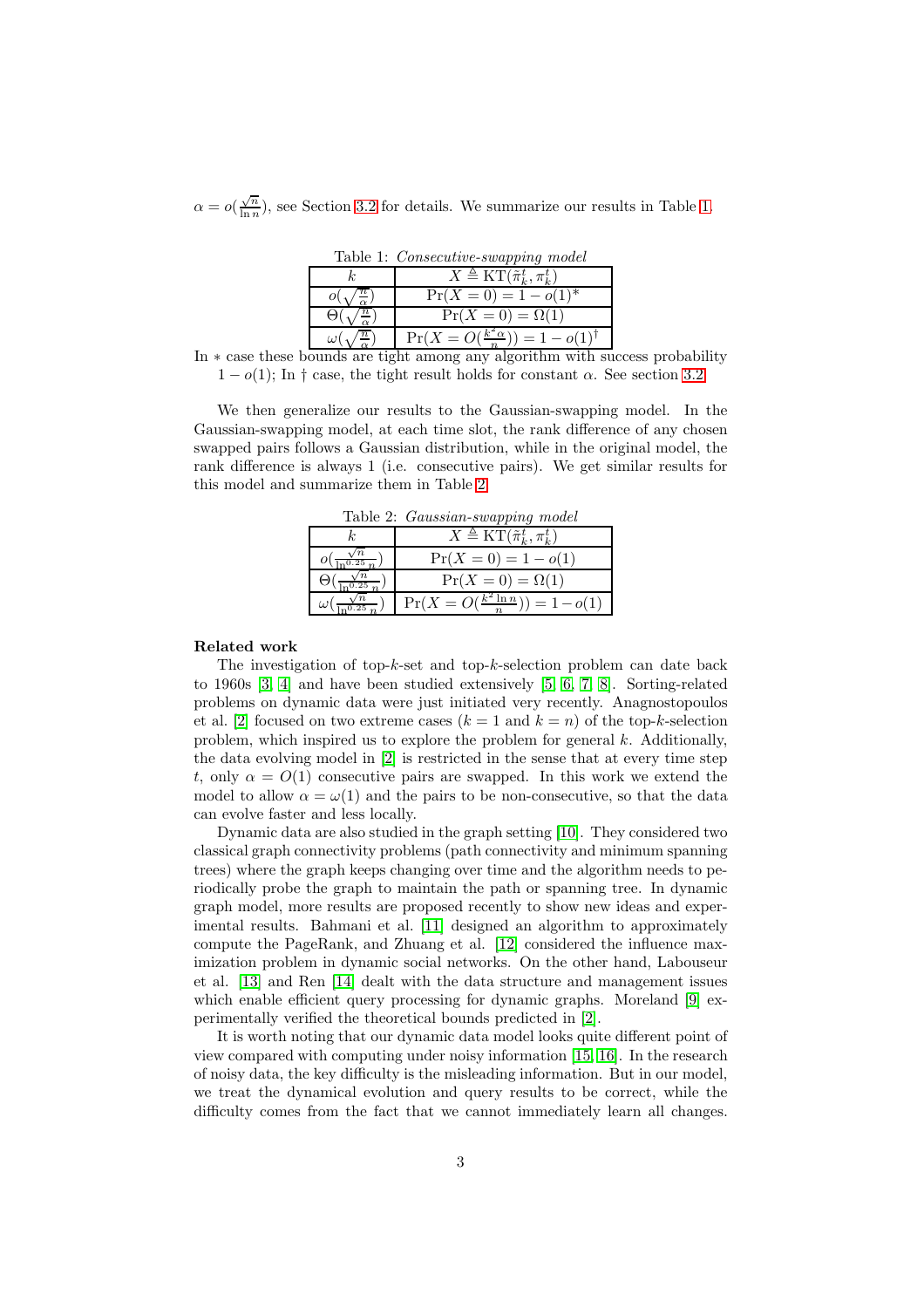$\alpha = o(\frac{\sqrt{n}}{\ln n})$, see Section 3.2 for details. We summarize our results in Table 1.

Table 1: *Consecutive-swapping model*

| $k$ | $X \triangleq \mathrm{KT}(\tilde{\pi}_k^t, \pi_k^t)$ |
|---|---|
| $o(\sqrt{\frac{n}{\alpha}})$ | $\Pr(X = 0) = 1 - o(1)^*$ |
| $\Theta(\sqrt{\frac{n}{\alpha}})$ | $\Pr(X = 0) = \Omega(1)$ |
| $\omega(\sqrt{\frac{n}{\alpha}})$ | $\Pr(X = O(\frac{k^2\alpha}{n})) = 1 - o(1)^\dagger$ |

In $*$ case these bounds are tight among any algorithm with success probability $1 - o(1)$; In $\dagger$ case, the tight result holds for constant $\alpha$. See section 3.2.

We then generalize our results to the Gaussian-swapping model. In the Gaussian-swapping model, at each time slot, the rank difference of any chosen swapped pairs follows a Gaussian distribution, while in the original model, the rank difference is always 1 (i.e. consecutive pairs). We get similar results for this model and summarize them in Table 2.

Table 2: *Gaussian-swapping model*

| $k$ | $X \triangleq \mathrm{KT}(\tilde{\pi}_k^t, \pi_k^t)$ |
|---|---|
| $o(\frac{\sqrt{n}}{\ln^{0.25} n})$ | $\Pr(X = 0) = 1 - o(1)$ |
| $\Theta(\frac{\sqrt{n}}{\ln^{0.25} n})$ | $\Pr(X = 0) = \Omega(1)$ |
| $\omega(\frac{\sqrt{n}}{\ln^{0.25} n})$ | $\Pr(X = O(\frac{k^2 \ln n}{n})) = 1 - o(1)$ |

**Related work**

The investigation of top-$k$-set and top-$k$-selection problem can date back to 1960s [3, 4] and have been studied extensively [5, 6, 7, 8]. Sorting-related problems on dynamic data were just initiated very recently. Anagnostopoulos et al. [2] focused on two extreme cases ($k = 1$ and $k = n$) of the top-$k$-selection problem, which inspired us to explore the problem for general $k$. Additionally, the data evolving model in [2] is restricted in the sense that at every time step $t$, only $\alpha = O(1)$ consecutive pairs are swapped. In this work we extend the model to allow $\alpha = \omega(1)$ and the pairs to be non-consecutive, so that the data can evolve faster and less locally.

Dynamic data are also studied in the graph setting [10]. They considered two classical graph connectivity problems (path connectivity and minimum spanning trees) where the graph keeps changing over time and the algorithm needs to periodically probe the graph to maintain the path or spanning tree. In dynamic graph model, more results are proposed recently to show new ideas and experimental results. Bahmani et al. [11] designed an algorithm to approximately compute the PageRank, and Zhuang et al. [12] considered the influence maximization problem in dynamic social networks. On the other hand, Labouseur et al. [13] and Ren [14] dealt with the data structure and management issues which enable efficient query processing for dynamic graphs. Moreland [9] experimentally verified the theoretical bounds predicted in [2].

It is worth noting that our dynamic data model looks quite different point of view compared with computing under noisy information [15, 16]. In the research of noisy data, the key difficulty is the misleading information. But in our model, we treat the dynamical evolution and query results to be correct, while the difficulty comes from the fact that we cannot immediately learn all changes.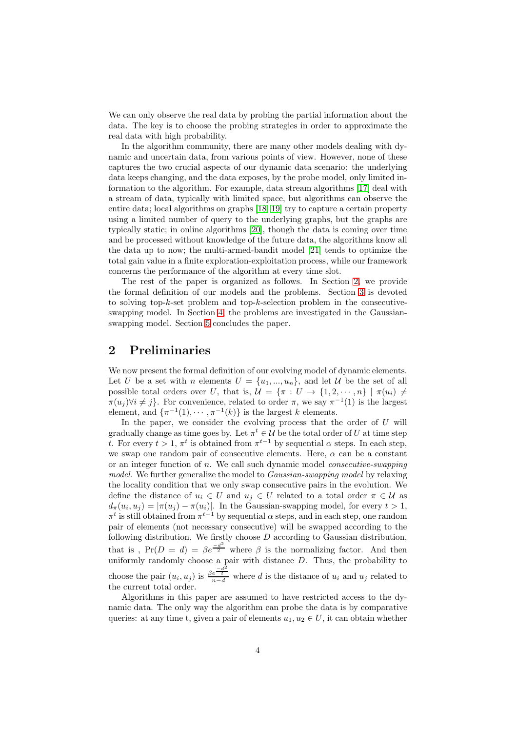We can only observe the real data by probing the partial information about the data. The key is to choose the probing strategies in order to approximate the real data with high probability.

In the algorithm community, there are many other models dealing with dynamic and uncertain data, from various points of view. However, none of these captures the two crucial aspects of our dynamic data scenario: the underlying data keeps changing, and the data exposes, by the probe model, only limited information to the algorithm. For example, data stream algorithms [17] deal with a stream of data, typically with limited space, but algorithms can observe the entire data; local algorithms on graphs [18, 19] try to capture a certain property using a limited number of query to the underlying graphs, but the graphs are typically static; in online algorithms [20], though the data is coming over time and be processed without knowledge of the future data, the algorithms know all the data up to now; the multi-armed-bandit model [21] tends to optimize the total gain value in a finite exploration-exploitation process, while our framework concerns the performance of the algorithm at every time slot.

The rest of the paper is organized as follows. In Section 2, we provide the formal definition of our models and the problems. Section 3 is devoted to solving top-$k$-set problem and top-$k$-selection problem in the consecutive-swapping model. In Section 4, the problems are investigated in the Gaussian-swapping model. Section 5 concludes the paper.

## 2 Preliminaries

We now present the formal definition of our evolving model of dynamic elements. Let $U$ be a set with $n$ elements $U = \{u_1, ..., u_n\}$, and let $\mathcal{U}$ be the set of all possible total orders over $U$, that is, $\mathcal{U} = \{\pi : U \to \{1, 2, \cdots, n\} \mid \pi(u_i) \neq \pi(u_j) \forall i \neq j\}$. For convenience, related to order $\pi$, we say $\pi^{-1}(1)$ is the largest element, and $\{\pi^{-1}(1), \cdots, \pi^{-1}(k)\}$ is the largest $k$ elements.

In the paper, we consider the evolving process that the order of $U$ will gradually change as time goes by. Let $\pi^t \in \mathcal{U}$ be the total order of $U$ at time step $t$. For every $t > 1$, $\pi^t$ is obtained from $\pi^{t-1}$ by sequential $\alpha$ steps. In each step, we swap one random pair of consecutive elements. Here, $\alpha$ can be a constant or an integer function of $n$. We call such dynamic model *consecutive-swapping model*. We further generalize the model to *Gaussian-swapping model* by relaxing the locality condition that we only swap consecutive pairs in the evolution. We define the distance of $u_i \in U$ and $u_j \in U$ related to a total order $\pi \in \mathcal{U}$ as $d_\pi(u_i, u_j) = |\pi(u_j) - \pi(u_i)|$. In the Gaussian-swapping model, for every $t > 1$, $\pi^t$ is still obtained from $\pi^{t-1}$ by sequential $\alpha$ steps, and in each step, one random pair of elements (not necessary consecutive) will be swapped according to the following distribution. We firstly choose $D$ according to Gaussian distribution, that is , $\Pr(D = d) = \beta e^{\frac{-d^2}{2}}$ where $\beta$ is the normalizing factor. And then uniformly randomly choose a pair with distance $D$. Thus, the probability to choose the pair $(u_i, u_j)$ is $\frac{\beta e^{\frac{-d^2}{2}}}{n-d}$ where $d$ is the distance of $u_i$ and $u_j$ related to the current total order.

Algorithms in this paper are assumed to have restricted access to the dynamic data. The only way the algorithm can probe the data is by comparative queries: at any time t, given a pair of elements $u_1, u_2 \in U$, it can obtain whether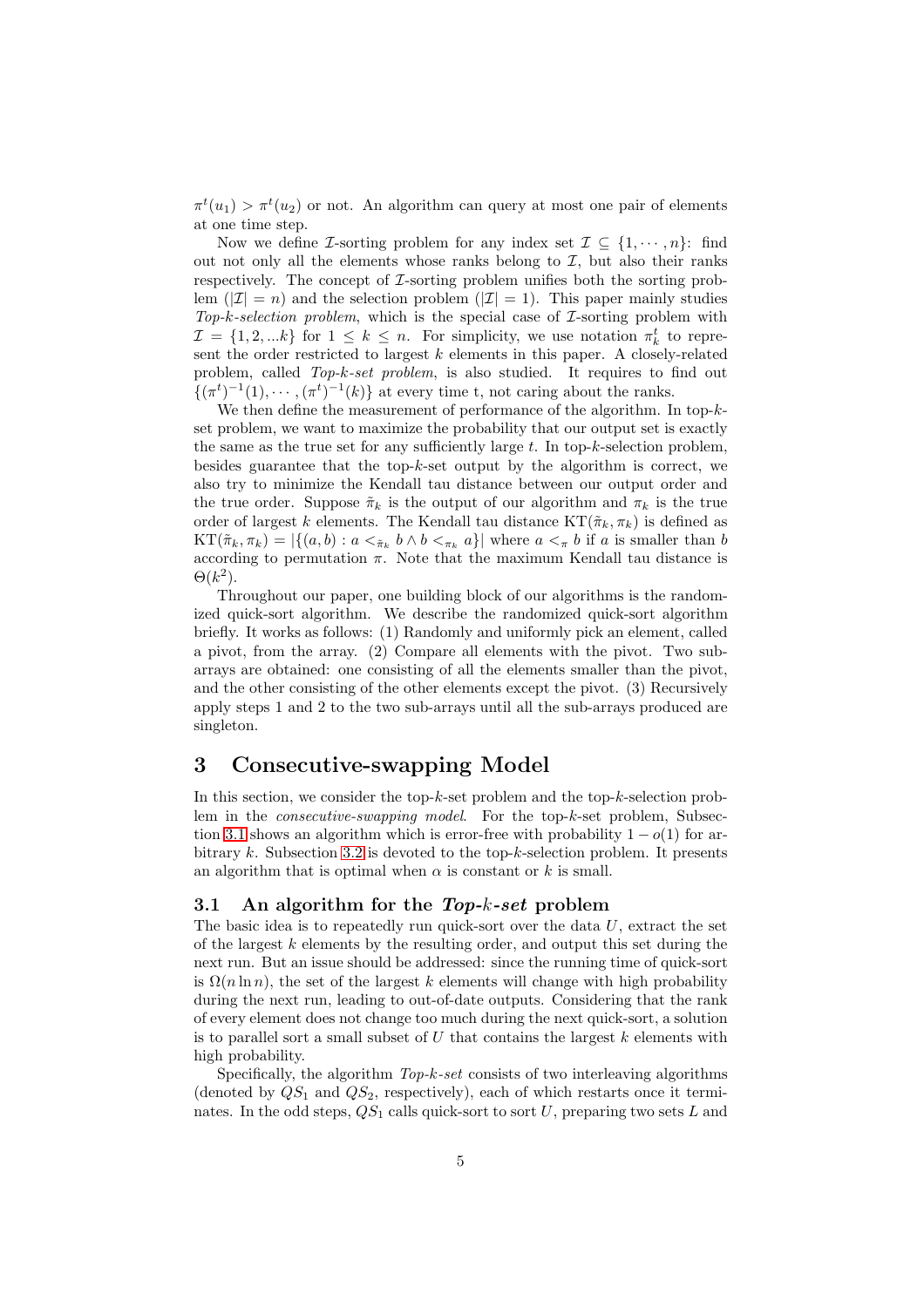$\pi^t(u_1) > \pi^t(u_2)$ or not. An algorithm can query at most one pair of elements at one time step.

Now we define $\mathcal{I}$-sorting problem for any index set $\mathcal{I} \subseteq \{1, \cdots, n\}$: find out not only all the elements whose ranks belong to $\mathcal{I}$, but also their ranks respectively. The concept of $\mathcal{I}$-sorting problem unifies both the sorting problem ($|\mathcal{I}| = n$) and the selection problem ($|\mathcal{I}| = 1$). This paper mainly studies *Top-k-selection problem*, which is the special case of $\mathcal{I}$-sorting problem with $\mathcal{I} = \{1, 2, ...k\}$ for $1 \leq k \leq n$. For simplicity, we use notation $\pi_k^t$ to represent the order restricted to largest $k$ elements in this paper. A closely-related problem, called *Top-k-set problem*, is also studied. It requires to find out $\{(\pi^t)^{-1}(1), \cdots, (\pi^t)^{-1}(k)\}$ at every time t, not caring about the ranks.

We then define the measurement of performance of the algorithm. In top-$k$-set problem, we want to maximize the probability that our output set is exactly the same as the true set for any sufficiently large $t$. In top-$k$-selection problem, besides guarantee that the top-$k$-set output by the algorithm is correct, we also try to minimize the Kendall tau distance between our output order and the true order. Suppose $\tilde{\pi}_k$ is the output of our algorithm and $\pi_k$ is the true order of largest $k$ elements. The Kendall tau distance $\mathrm{KT}(\tilde{\pi}_k, \pi_k)$ is defined as $\mathrm{KT}(\tilde{\pi}_k, \pi_k) = |\{(a, b) : a <_{\tilde{\pi}_k} b \wedge b <_{\pi_k} a\}|$ where $a <_\pi b$ if $a$ is smaller than $b$ according to permutation $\pi$. Note that the maximum Kendall tau distance is $\Theta(k^2)$.

Throughout our paper, one building block of our algorithms is the randomized quick-sort algorithm. We describe the randomized quick-sort algorithm briefly. It works as follows: (1) Randomly and uniformly pick an element, called a pivot, from the array. (2) Compare all elements with the pivot. Two sub-arrays are obtained: one consisting of all the elements smaller than the pivot, and the other consisting of the other elements except the pivot. (3) Recursively apply steps 1 and 2 to the two sub-arrays until all the sub-arrays produced are singleton.

# 3 Consecutive-swapping Model

In this section, we consider the top-$k$-set problem and the top-$k$-selection problem in the *consecutive-swapping model*. For the top-$k$-set problem, Subsection 3.1 shows an algorithm which is error-free with probability $1 - o(1)$ for arbitrary $k$. Subsection 3.2 is devoted to the top-$k$-selection problem. It presents an algorithm that is optimal when $\alpha$ is constant or $k$ is small.

## 3.1 An algorithm for the *Top-k-set* problem

The basic idea is to repeatedly run quick-sort over the data $U$, extract the set of the largest $k$ elements by the resulting order, and output this set during the next run. But an issue should be addressed: since the running time of quick-sort is $\Omega(n \ln n)$, the set of the largest $k$ elements will change with high probability during the next run, leading to out-of-date outputs. Considering that the rank of every element does not change too much during the next quick-sort, a solution is to parallel sort a small subset of $U$ that contains the largest $k$ elements with high probability.

Specifically, the algorithm *Top-k-set* consists of two interleaving algorithms (denoted by $QS_1$ and $QS_2$, respectively), each of which restarts once it terminates. In the odd steps, $QS_1$ calls quick-sort to sort $U$, preparing two sets $L$ and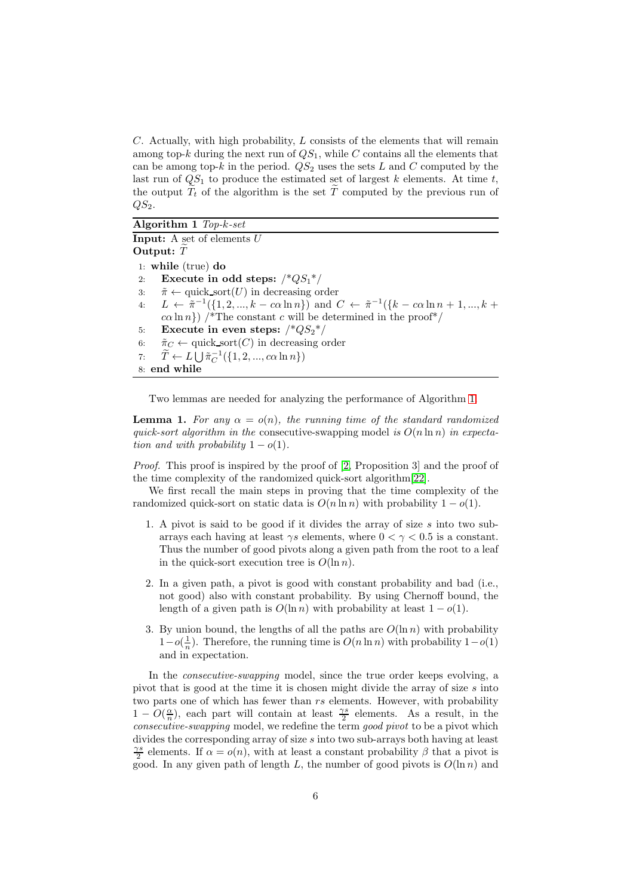$C$. Actually, with high probability, $L$ consists of the elements that will remain among top-$k$ during the next run of $QS_1$, while $C$ contains all the elements that can be among top-$k$ in the period. $QS_2$ uses the sets $L$ and $C$ computed by the last run of $QS_1$ to produce the estimated set of largest $k$ elements. At time $t$, the output $\widetilde{T}_t$ of the algorithm is the set $\widetilde{T}$ computed by the previous run of $QS_2$.

**Algorithm 1** *Top-k-set*

**Input:** A set of elements $U$
**Output:** $\widetilde{T}$

```
1: while (true) do
2:    Execute in odd steps: /*QS_1*/
3:    π̃ ← quick_sort(U) in decreasing order
4:    L ← π̃^{-1}({1, 2, ..., k − cα ln n}) and C ← π̃^{-1}({k − cα ln n + 1, ..., k +
      cα ln n}) /*The constant c will be determined in the proof*/
5:    Execute in even steps: /*QS_2*/
6:    π̃_C ← quick_sort(C) in decreasing order
7:    T̃ ← L ⋃ π̃_C^{-1}({1, 2, ..., cα ln n})
8: end while
```

Two lemmas are needed for analyzing the performance of Algorithm 1.

**Lemma 1.** *For any $\alpha = o(n)$, the running time of the standard randomized quick-sort algorithm in the* consecutive-swapping model *is $O(n \ln n)$ in expectation and with probability $1 - o(1)$.*

*Proof.* This proof is inspired by the proof of [2, Proposition 3] and the proof of the time complexity of the randomized quick-sort algorithm[22].

We first recall the main steps in proving that the time complexity of the randomized quick-sort on static data is $O(n \ln n)$ with probability $1 - o(1)$.

1. A pivot is said to be good if it divides the array of size $s$ into two sub-arrays each having at least $\gamma s$ elements, where $0 < \gamma < 0.5$ is a constant. Thus the number of good pivots along a given path from the root to a leaf in the quick-sort execution tree is $O(\ln n)$.
2. In a given path, a pivot is good with constant probability and bad (i.e., not good) also with constant probability. By using Chernoff bound, the length of a given path is $O(\ln n)$ with probability at least $1 - o(1)$.
3. By union bound, the lengths of all the paths are $O(\ln n)$ with probability $1 - o(\frac{1}{n})$. Therefore, the running time is $O(n \ln n)$ with probability $1 - o(1)$ and in expectation.

In the *consecutive-swapping* model, since the true order keeps evolving, a pivot that is good at the time it is chosen might divide the array of size $s$ into two parts one of which has fewer than $rs$ elements. However, with probability $1 - O(\frac{\alpha}{n})$, each part will contain at least $\frac{\gamma s}{2}$ elements. As a result, in the *consecutive-swapping* model, we redefine the term *good pivot* to be a pivot which divides the corresponding array of size $s$ into two sub-arrays both having at least $\frac{\gamma s}{2}$ elements. If $\alpha = o(n)$, with at least a constant probability $\beta$ that a pivot is good. In any given path of length $L$, the number of good pivots is $O(\ln n)$ and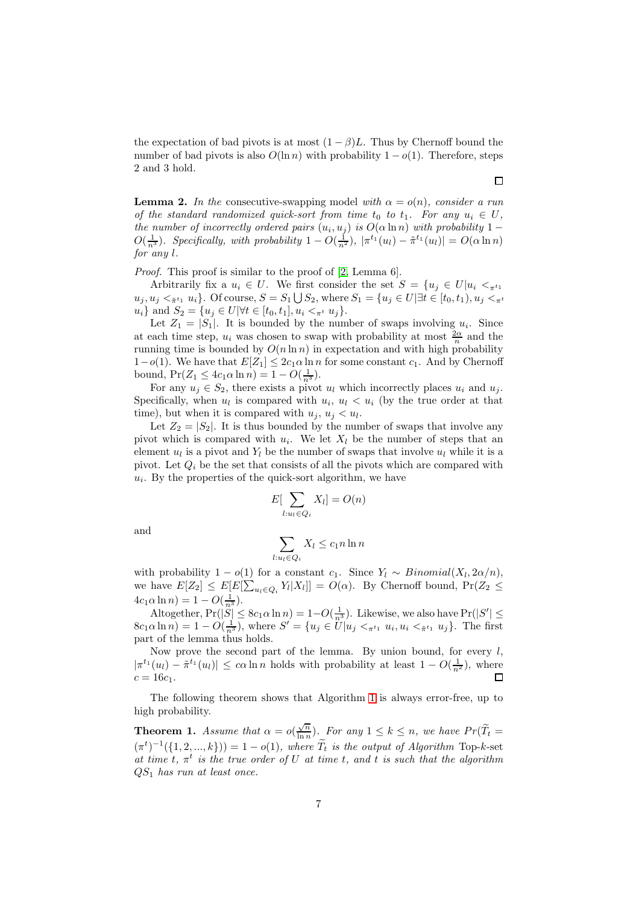the expectation of bad pivots is at most $(1-\beta)L$. Thus by Chernoff bound the number of bad pivots is also $O(\ln n)$ with probability $1-o(1)$. Therefore, steps 2 and 3 hold. ∎

**Lemma 2.** *In the* consecutive-swapping model *with $\alpha = o(n)$, consider a run of the standard randomized quick-sort from time $t_0$ to $t_1$. For any $u_i \in U$, the number of incorrectly ordered pairs $(u_i, u_j)$ is $O(\alpha \ln n)$ with probability $1 - O(\frac{1}{n^3})$. Specifically, with probability $1 - O(\frac{1}{n^2})$, $|\pi^{t_1}(u_l) - \tilde{\pi}^{t_1}(u_l)| = O(\alpha \ln n)$ for any $l$.*

*Proof.* This proof is similar to the proof of [2, Lemma 6].

Arbitrarily fix a $u_i \in U$. We first consider the set $S = \{u_j \in U | u_i <_{\pi^{t_1}} u_j, u_j <_{\tilde{\pi}^{t_1}} u_i\}$. Of course, $S = S_1 \bigcup S_2$, where $S_1 = \{u_j \in U | \exists t \in [t_0, t_1), u_j <_{\pi^t} u_i\}$ and $S_2 = \{u_j \in U | \forall t \in [t_0, t_1], u_i <_{\pi^t} u_j\}$.

Let $Z_1 = |S_1|$. It is bounded by the number of swaps involving $u_i$. Since at each time step, $u_i$ was chosen to swap with probability at most $\frac{2\alpha}{n}$ and the running time is bounded by $O(n \ln n)$ in expectation and with high probability $1-o(1)$. We have that $E[Z_1] \leq 2c_1\alpha \ln n$ for some constant $c_1$. And by Chernoff bound, $\Pr(Z_1 \leq 4c_1\alpha \ln n) = 1 - O(\frac{1}{n^3})$.

For any $u_j \in S_2$, there exists a pivot $u_l$ which incorrectly places $u_i$ and $u_j$. Specifically, when $u_l$ is compared with $u_i$, $u_l < u_i$ (by the true order at that time), but when it is compared with $u_j$, $u_j < u_l$.

Let $Z_2 = |S_2|$. It is thus bounded by the number of swaps that involve any pivot which is compared with $u_i$. We let $X_l$ be the number of steps that an element $u_l$ is a pivot and $Y_l$ be the number of swaps that involve $u_l$ while it is a pivot. Let $Q_i$ be the set that consists of all the pivots which are compared with $u_i$. By the properties of the quick-sort algorithm, we have

$$E[\sum_{l: u_l \in Q_i} X_l] = O(n)$$

and

$$\sum_{l: u_l \in Q_i} X_l \leq c_1 n \ln n$$

with probability $1 - o(1)$ for a constant $c_1$. Since $Y_l \sim Binomial(X_l, 2\alpha/n)$, we have $E[Z_2] \leq E[E[\sum_{u_l \in Q_i} Y_l | X_l]] = O(\alpha)$. By Chernoff bound, $\Pr(Z_2 \leq 4c_1\alpha \ln n) = 1 - O(\frac{1}{n^3})$.

Altogether, $\Pr(|S| \leq 8c_1\alpha \ln n) = 1 - O(\frac{1}{n^3})$. Likewise, we also have $\Pr(|S'| \leq 8c_1\alpha \ln n) = 1 - O(\frac{1}{n^3})$, where $S' = \{u_j \in U | u_j <_{\pi^{t_1}} u_i, u_i <_{\tilde{\pi}^{t_1}} u_j\}$. The first part of the lemma thus holds.

Now prove the second part of the lemma. By union bound, for every $l$, $|\pi^{t_1}(u_l) - \tilde{\pi}^{t_1}(u_l)| \leq c\alpha \ln n$ holds with probability at least $1 - O(\frac{1}{n^2})$, where $c = 16c_1$. ∎

The following theorem shows that Algorithm 1 is always error-free, up to high probability.

**Theorem 1.** *Assume that $\alpha = o(\frac{\sqrt{n}}{\ln n})$. For any $1 \leq k \leq n$, we have $Pr(\widetilde{T}_t = (\pi^t)^{-1}(\{1, 2, ..., k\})) = 1 - o(1)$, where $\widetilde{T}_t$ is the output of Algorithm* Top-$k$-set *at time $t$, $\pi^t$ is the true order of $U$ at time $t$, and $t$ is such that the algorithm $QS_1$ has run at least once.*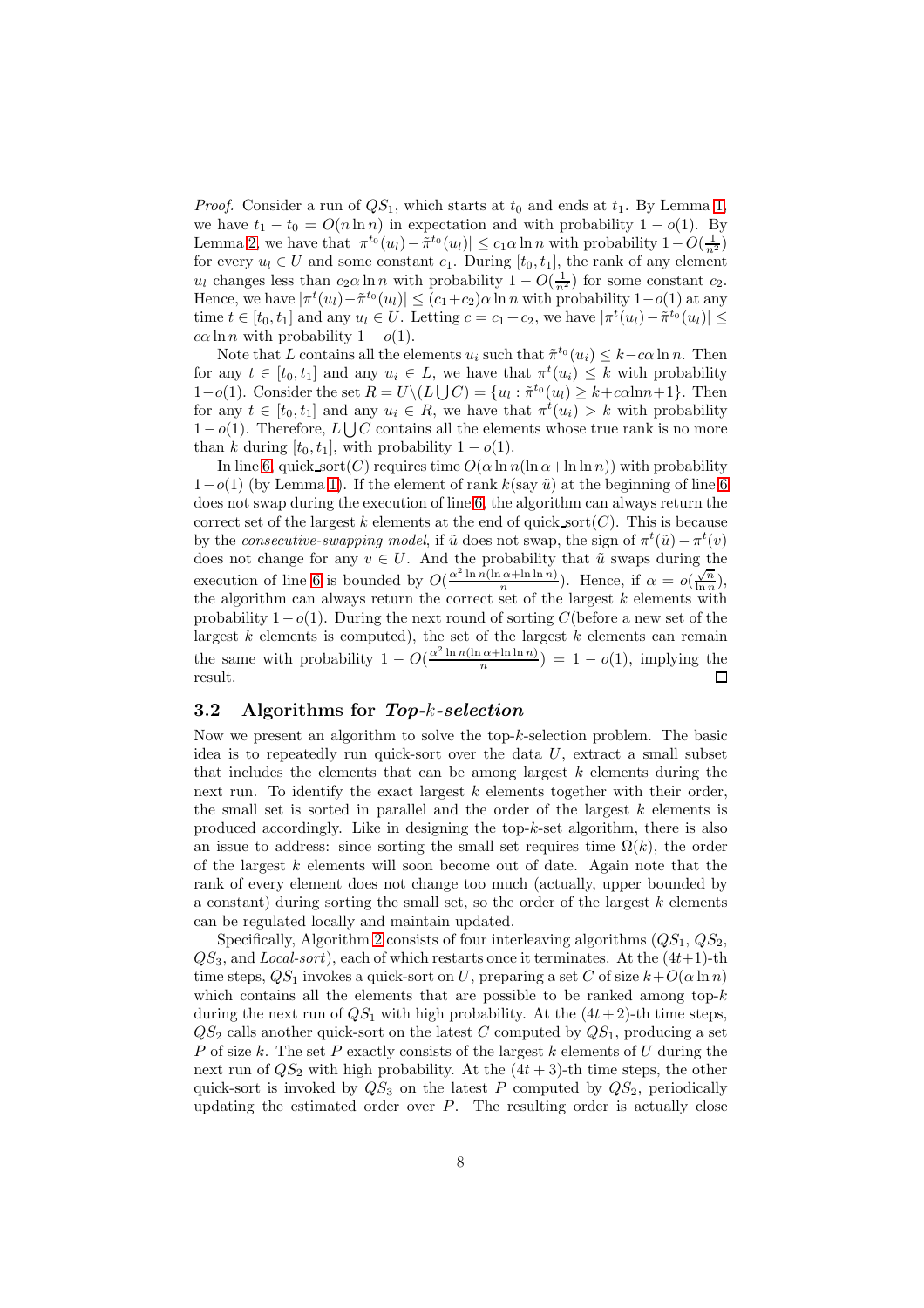*Proof.* Consider a run of $QS_1$, which starts at $t_0$ and ends at $t_1$. By Lemma 1, we have $t_1 - t_0 = O(n \ln n)$ in expectation and with probability $1 - o(1)$. By Lemma 2, we have that $|\pi^{t_0}(u_l) - \tilde{\pi}^{t_0}(u_l)| \le c_1 \alpha \ln n$ with probability $1 - O(\frac{1}{n^2})$ for every $u_l \in U$ and some constant $c_1$. During $[t_0, t_1]$, the rank of any element $u_l$ changes less than $c_2 \alpha \ln n$ with probability $1 - O(\frac{1}{n^2})$ for some constant $c_2$. Hence, we have $|\pi^t(u_l) - \tilde{\pi}^{t_0}(u_l)| \le (c_1 + c_2)\alpha \ln n$ with probability $1 - o(1)$ at any time $t \in [t_0, t_1]$ and any $u_l \in U$. Letting $c = c_1 + c_2$, we have $|\pi^t(u_l) - \tilde{\pi}^{t_0}(u_l)| \le c\alpha \ln n$ with probability $1 - o(1)$.

Note that $L$ contains all the elements $u_i$ such that $\tilde{\pi}^{t_0}(u_i) \le k - c\alpha \ln n$. Then for any $t \in [t_0, t_1]$ and any $u_i \in L$, we have that $\pi^t(u_i) \le k$ with probability $1 - o(1)$. Consider the set $R = U \backslash (L \bigcup C) = \{u_l : \tilde{\pi}^{t_0}(u_l) \ge k + c\alpha \ln n + 1\}$. Then for any $t \in [t_0, t_1]$ and any $u_i \in R$, we have that $\pi^t(u_i) > k$ with probability $1 - o(1)$. Therefore, $L \bigcup C$ contains all the elements whose true rank is no more than $k$ during $[t_0, t_1]$, with probability $1 - o(1)$.

In line 6, quick_sort$(C)$ requires time $O(\alpha \ln n(\ln \alpha + \ln \ln n))$ with probability $1 - o(1)$ (by Lemma 1). If the element of rank $k$(say $\tilde{u}$) at the beginning of line 6 does not swap during the execution of line 6, the algorithm can always return the correct set of the largest $k$ elements at the end of quick_sort$(C)$. This is because by the *consecutive-swapping model*, if $\tilde{u}$ does not swap, the sign of $\pi^t(\tilde{u}) - \pi^t(v)$ does not change for any $v \in U$. And the probability that $\tilde{u}$ swaps during the execution of line 6 is bounded by $O(\frac{\alpha^2 \ln n(\ln \alpha + \ln \ln n)}{n})$. Hence, if $\alpha = o(\frac{\sqrt{n}}{\ln n})$, the algorithm can always return the correct set of the largest $k$ elements with probability $1 - o(1)$. During the next round of sorting $C$(before a new set of the largest $k$ elements is computed), the set of the largest $k$ elements can remain the same with probability $1 - O(\frac{\alpha^2 \ln n(\ln \alpha + \ln \ln n)}{n}) = 1 - o(1)$, implying the result. ◻

### 3.2 Algorithms for *Top-$k$-selection*

Now we present an algorithm to solve the top-$k$-selection problem. The basic idea is to repeatedly run quick-sort over the data $U$, extract a small subset that includes the elements that can be among largest $k$ elements during the next run. To identify the exact largest $k$ elements together with their order, the small set is sorted in parallel and the order of the largest $k$ elements is produced accordingly. Like in designing the top-$k$-set algorithm, there is also an issue to address: since sorting the small set requires time $\Omega(k)$, the order of the largest $k$ elements will soon become out of date. Again note that the rank of every element does not change too much (actually, upper bounded by a constant) during sorting the small set, so the order of the largest $k$ elements can be regulated locally and maintain updated.

Specifically, Algorithm 2 consists of four interleaving algorithms ($QS_1$, $QS_2$, $QS_3$, and *Local-sort*), each of which restarts once it terminates. At the $(4t+1)$-th time steps, $QS_1$ invokes a quick-sort on $U$, preparing a set $C$ of size $k + O(\alpha \ln n)$ which contains all the elements that are possible to be ranked among top-$k$ during the next run of $QS_1$ with high probability. At the $(4t+2)$-th time steps, $QS_2$ calls another quick-sort on the latest $C$ computed by $QS_1$, producing a set $P$ of size $k$. The set $P$ exactly consists of the largest $k$ elements of $U$ during the next run of $QS_2$ with high probability. At the $(4t+3)$-th time steps, the other quick-sort is invoked by $QS_3$ on the latest $P$ computed by $QS_2$, periodically updating the estimated order over $P$. The resulting order is actually close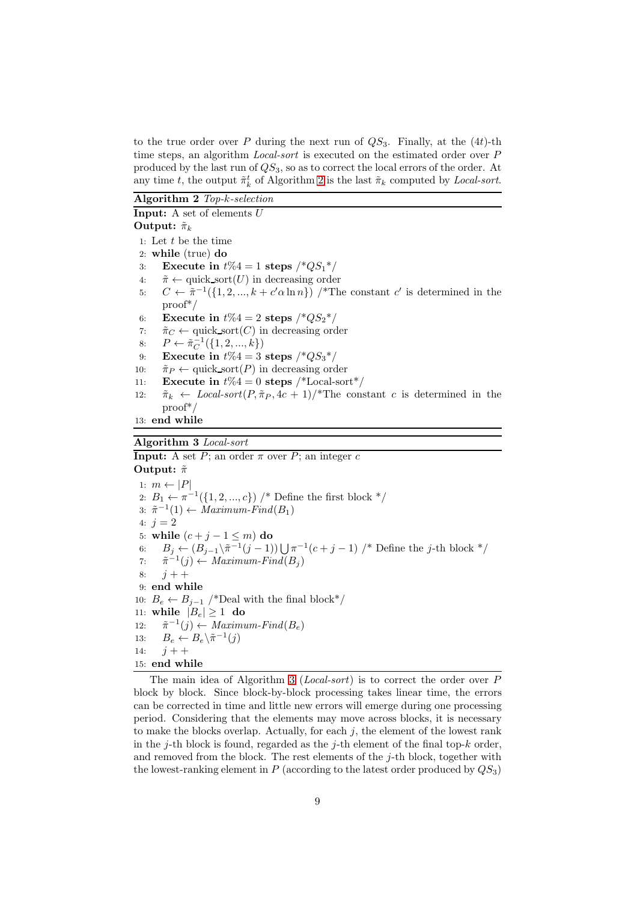to the true order over $P$ during the next run of $QS_3$. Finally, at the $(4t)$-th time steps, an algorithm *Local-sort* is executed on the estimated order over $P$ produced by the last run of $QS_3$, so as to correct the local errors of the order. At any time $t$, the output $\tilde{\pi}_k^t$ of Algorithm 2 is the last $\tilde{\pi}_k$ computed by *Local-sort*.

**Algorithm 2** *Top-k-selection*

**Input:** A set of elements $U$

**Output:** $\tilde{\pi}_k$

```
1: Let t be the time
2: while (true) do
3:    Execute in t%4 = 1 steps /*QS_1*/
4:    π̃ ← quick_sort(U) in decreasing order
5:    C ← π̃^{-1}({1, 2, ..., k + c'α ln n}) /*The constant c' is determined in the proof*/
6:    Execute in t%4 = 2 steps /*QS_2*/
7:    π̃_C ← quick_sort(C) in decreasing order
8:    P ← π̃_C^{-1}({1, 2, ..., k})
9:    Execute in t%4 = 3 steps /*QS_3*/
10:   π̃_P ← quick_sort(P) in decreasing order
11:   Execute in t%4 = 0 steps /*Local-sort*/
12:   π̃_k ← Local-sort(P, π̃_P, 4c + 1) /*The constant c is determined in the proof*/
13: end while
```

**Algorithm 3** *Local-sort*

**Input:** A set $P$; an order $\pi$ over $P$; an integer $c$

**Output:** $\tilde{\pi}$

```
1: m ← |P|
2: B_1 ← π^{-1}({1, 2, ..., c}) /* Define the first block */
3: π̃^{-1}(1) ← Maximum-Find(B_1)
4: j = 2
5: while (c + j − 1 ≤ m) do
6:    B_j ← (B_{j−1} \ π̃^{-1}(j − 1)) ⋃ π^{-1}(c + j − 1) /* Define the j-th block */
7:    π̃^{-1}(j) ← Maximum-Find(B_j)
8:    j++
9: end while
10: B_e ← B_{j−1} /*Deal with the final block*/
11: while |B_e| ≥ 1 do
12:    π̃^{-1}(j) ← Maximum-Find(B_e)
13:    B_e ← B_e \ π̃^{-1}(j)
14:    j++
15: end while
```

The main idea of Algorithm 3 (*Local-sort*) is to correct the order over $P$ block by block. Since block-by-block processing takes linear time, the errors can be corrected in time and little new errors will emerge during one processing period. Considering that the elements may move across blocks, it is necessary to make the blocks overlap. Actually, for each $j$, the element of the lowest rank in the $j$-th block is found, regarded as the $j$-th element of the final top-$k$ order, and removed from the block. The rest elements of the $j$-th block, together with the lowest-ranking element in $P$ (according to the latest order produced by $QS_3$)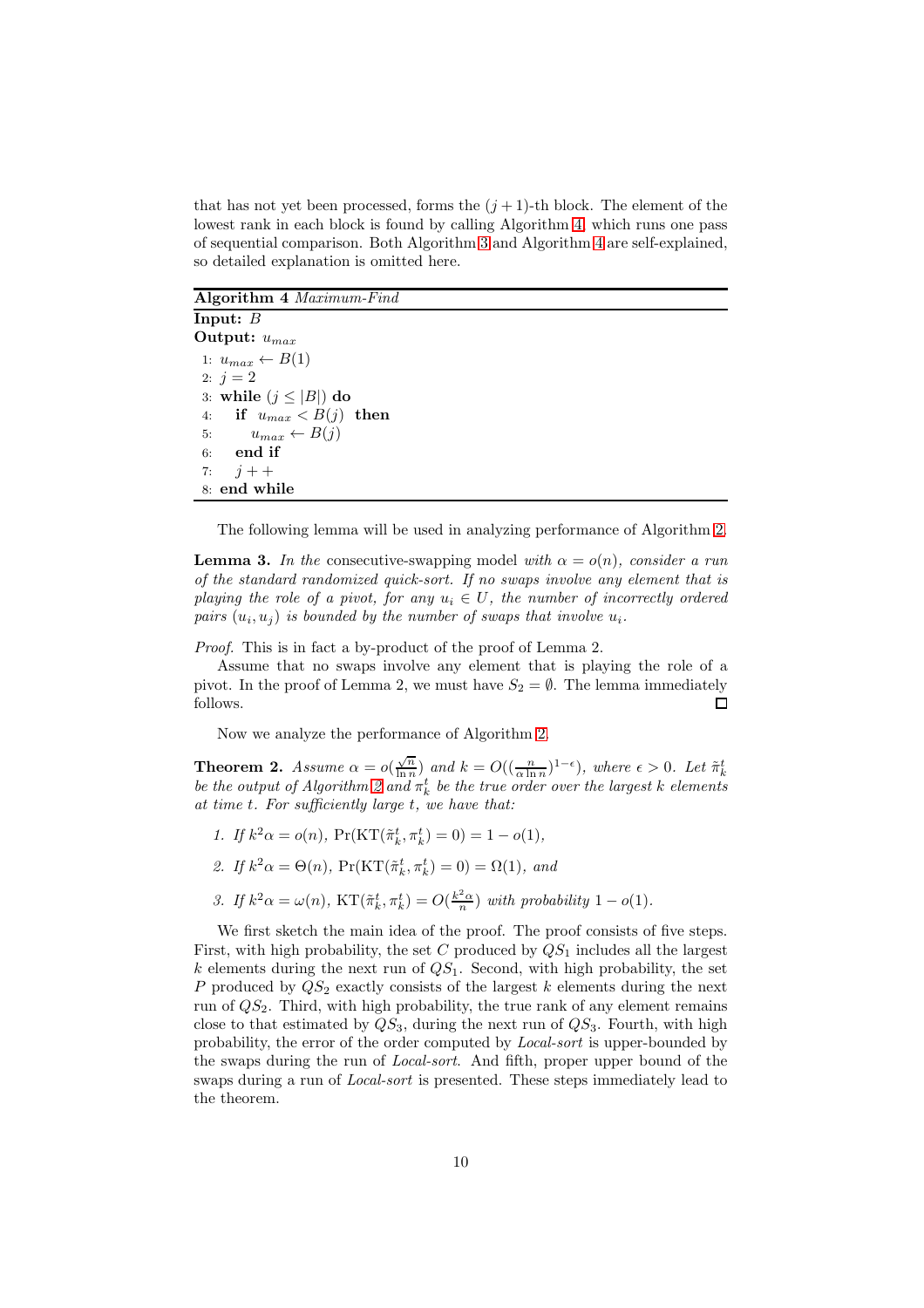that has not yet been processed, forms the $(j+1)$-th block. The element of the lowest rank in each block is found by calling Algorithm 4, which runs one pass of sequential comparison. Both Algorithm 3 and Algorithm 4 are self-explained, so detailed explanation is omitted here.

**Algorithm 4** *Maximum-Find*

**Input:** $B$
**Output:** $u_{max}$

```
1: u_max ← B(1)
2: j = 2
3: while (j ≤ |B|) do
4:   if u_max < B(j) then
5:     u_max ← B(j)
6:   end if
7:   j++
8: end while
```

The following lemma will be used in analyzing performance of Algorithm 2.

**Lemma 3.** *In the* consecutive-swapping model *with $\alpha = o(n)$, consider a run of the standard randomized quick-sort. If no swaps involve any element that is playing the role of a pivot, for any $u_i \in U$, the number of incorrectly ordered pairs $(u_i, u_j)$ is bounded by the number of swaps that involve $u_i$.*

*Proof.* This is in fact a by-product of the proof of Lemma 2.

Assume that no swaps involve any element that is playing the role of a pivot. In the proof of Lemma 2, we must have $S_2 = \emptyset$. The lemma immediately follows. □

Now we analyze the performance of Algorithm 2.

**Theorem 2.** *Assume $\alpha = o(\frac{\sqrt{n}}{\ln n})$ and $k = O((\frac{n}{\alpha \ln n})^{1-\epsilon})$, where $\epsilon > 0$. Let $\tilde{\pi}_k^t$ be the output of Algorithm 2 and $\pi_k^t$ be the true order over the largest $k$ elements at time $t$. For sufficiently large $t$, we have that:*

1. *If $k^2\alpha = o(n)$, $\Pr(\mathrm{KT}(\tilde{\pi}_k^t, \pi_k^t) = 0) = 1 - o(1)$,*
2. *If $k^2\alpha = \Theta(n)$, $\Pr(\mathrm{KT}(\tilde{\pi}_k^t, \pi_k^t) = 0) = \Omega(1)$, and*
3. *If $k^2\alpha = \omega(n)$, $\mathrm{KT}(\tilde{\pi}_k^t, \pi_k^t) = O(\frac{k^2\alpha}{n})$ with probability $1 - o(1)$.*

We first sketch the main idea of the proof. The proof consists of five steps. First, with high probability, the set $C$ produced by $QS_1$ includes all the largest $k$ elements during the next run of $QS_1$. Second, with high probability, the set $P$ produced by $QS_2$ exactly consists of the largest $k$ elements during the next run of $QS_2$. Third, with high probability, the true rank of any element remains close to that estimated by $QS_3$, during the next run of $QS_3$. Fourth, with high probability, the error of the order computed by *Local-sort* is upper-bounded by the swaps during the run of *Local-sort*. And fifth, proper upper bound of the swaps during a run of *Local-sort* is presented. These steps immediately lead to the theorem.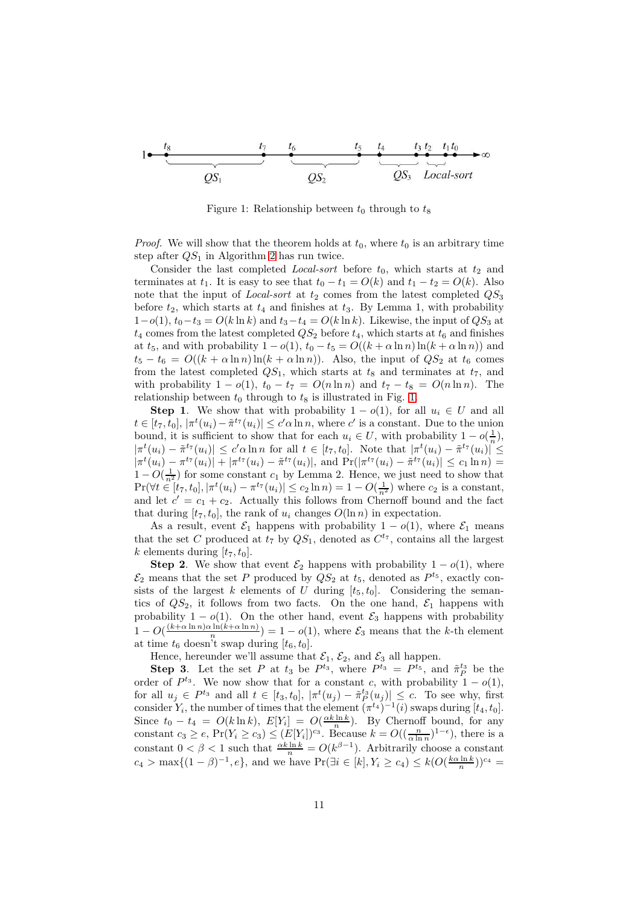Figure 1: Relationship between $t_0$ through to $t_8$

*Proof.* We will show that the theorem holds at $t_0$, where $t_0$ is an arbitrary time step after $QS_1$ in Algorithm 2 has run twice.

Consider the last completed *Local-sort* before $t_0$, which starts at $t_2$ and terminates at $t_1$. It is easy to see that $t_0 - t_1 = O(k)$ and $t_1 - t_2 = O(k)$. Also note that the input of *Local-sort* at $t_2$ comes from the latest completed $QS_3$ before $t_2$, which starts at $t_4$ and finishes at $t_3$. By Lemma 1, with probability $1-o(1)$, $t_0-t_3 = O(k \ln k)$ and $t_3-t_4 = O(k \ln k)$. Likewise, the input of $QS_3$ at $t_4$ comes from the latest completed $QS_2$ before $t_4$, which starts at $t_6$ and finishes at $t_5$, and with probability $1 - o(1)$, $t_0 - t_5 = O((k + \alpha \ln n) \ln(k + \alpha \ln n))$ and $t_5 - t_6 = O((k + \alpha \ln n) \ln(k + \alpha \ln n))$. Also, the input of $QS_2$ at $t_6$ comes from the latest completed $QS_1$, which starts at $t_8$ and terminates at $t_7$, and with probability $1 - o(1)$, $t_0 - t_7 = O(n \ln n)$ and $t_7 - t_8 = O(n \ln n)$. The relationship between $t_0$ through to $t_8$ is illustrated in Fig. 1.

**Step 1**. We show that with probability $1 - o(1)$, for all $u_i \in U$ and all $t \in [t_7, t_0]$, $|\pi^t(u_i) - \tilde{\pi}^{t_7}(u_i)| \le c' \alpha \ln n$, where $c'$ is a constant. Due to the union bound, it is sufficient to show that for each $u_i \in U$, with probability $1 - o(\frac{1}{n})$, $|\pi^t(u_i) - \tilde{\pi}^{t_7}(u_i)| \le c' \alpha \ln n$ for all $t \in [t_7, t_0]$. Note that $|\pi^t(u_i) - \tilde{\pi}^{t_7}(u_i)| \le |\pi^t(u_i) - \pi^{t_7}(u_i)| + |\pi^{t_7}(u_i) - \tilde{\pi}^{t_7}(u_i)|$, and $\Pr(|\pi^{t_7}(u_i) - \tilde{\pi}^{t_7}(u_i)| \le c_1 \ln n) = 1 - O(\frac{1}{n^2})$ for some constant $c_1$ by Lemma 2. Hence, we just need to show that $\Pr(\forall t \in [t_7, t_0], |\pi^t(u_i) - \pi^{t_7}(u_i)| \le c_2 \ln n) = 1 - O(\frac{1}{n^2})$ where $c_2$ is a constant, and let $c' = c_1 + c_2$. Actually this follows from Chernoff bound and the fact that during $[t_7, t_0]$, the rank of $u_i$ changes $O(\ln n)$ in expectation.

As a result, event $\mathcal{E}_1$ happens with probability $1 - o(1)$, where $\mathcal{E}_1$ means that the set $C$ produced at $t_7$ by $QS_1$, denoted as $C^{t_7}$, contains all the largest $k$ elements during $[t_7, t_0]$.

**Step 2**. We show that event $\mathcal{E}_2$ happens with probability $1 - o(1)$, where $\mathcal{E}_2$ means that the set $P$ produced by $QS_2$ at $t_5$, denoted as $P^{t_5}$, exactly consists of the largest $k$ elements of $U$ during $[t_5, t_0]$. Considering the semantics of $QS_2$, it follows from two facts. On the one hand, $\mathcal{E}_1$ happens with probability $1 - o(1)$. On the other hand, event $\mathcal{E}_3$ happens with probability $1 - O(\frac{(k+\alpha \ln n)\alpha \ln(k+\alpha \ln n)}{n}) = 1 - o(1)$, where $\mathcal{E}_3$ means that the $k$-th element at time $t_6$ doesn't swap during $[t_6, t_0]$.

Hence, hereunder we'll assume that $\mathcal{E}_1$, $\mathcal{E}_2$, and $\mathcal{E}_3$ all happen.

**Step 3**. Let the set $P$ at $t_3$ be $P^{t_3}$, where $P^{t_3} = P^{t_5}$, and $\tilde{\pi}_P^{t_3}$ be the order of $P^{t_3}$. We now show that for a constant $c$, with probability $1 - o(1)$, for all $u_j \in P^{t_3}$ and all $t \in [t_3, t_0]$, $|\pi^t(u_j) - \tilde{\pi}_P^{t_3}(u_j)| \le c$. To see why, first consider $Y_i$, the number of times that the element $(\pi^{t_4})^{-1}(i)$ swaps during $[t_4, t_0]$. Since $t_0 - t_4 = O(k \ln k)$, $E[Y_i] = O(\frac{\alpha k \ln k}{n})$. By Chernoff bound, for any constant $c_3 \ge e$, $\Pr(Y_i \ge c_3) \le (E[Y_i])^{c_3}$. Because $k = O((\frac{n}{\alpha \ln n})^{1-\epsilon})$, there is a constant $0 < \beta < 1$ such that $\frac{\alpha k \ln k}{n} = O(k^{\beta-1})$. Arbitrarily choose a constant $c_4 > \max\{(1-\beta)^{-1}, e\}$, and we have $\Pr(\exists i \in [k], Y_i \ge c_4) \le k(O(\frac{k\alpha \ln k}{n}))^{c_4} =$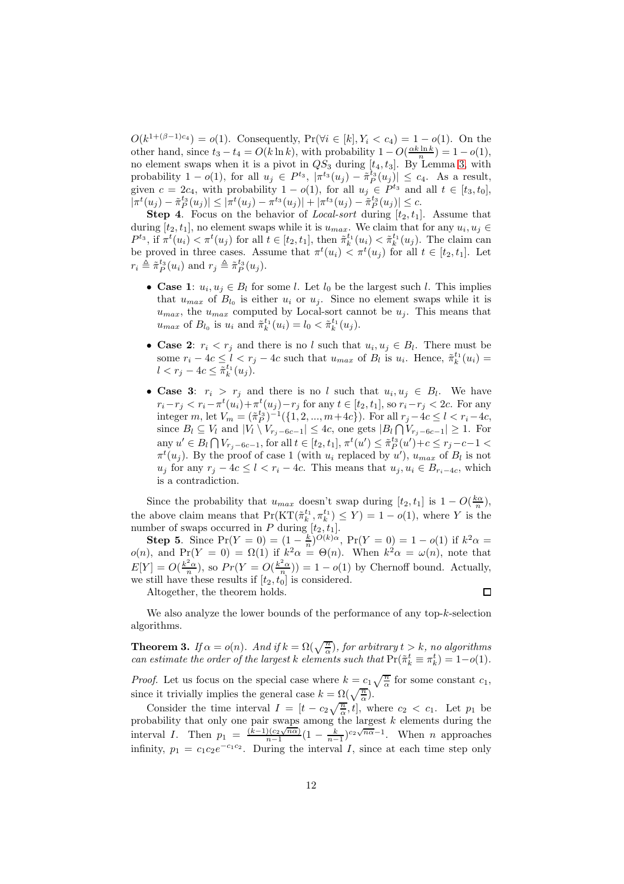$O(k^{1+(\beta-1)c_4}) = o(1)$. Consequently, $\Pr(\forall i \in [k], Y_i < c_4) = 1 - o(1)$. On the other hand, since $t_3 - t_4 = O(k \ln k)$, with probability $1 - O(\frac{\alpha k \ln k}{n}) = 1 - o(1)$, no element swaps when it is a pivot in $QS_3$ during $[t_4, t_3]$. By Lemma 3, with probability $1 - o(1)$, for all $u_j \in P^{t_3}$, $|\pi^{t_3}(u_j) - \tilde{\pi}_P^{t_3}(u_j)| \leq c_4$. As a result, given $c = 2c_4$, with probability $1 - o(1)$, for all $u_j \in P^{t_3}$ and all $t \in [t_3, t_0]$, $|\pi^t(u_j) - \tilde{\pi}_P^{t_3}(u_j)| \leq |\pi^t(u_j) - \pi^{t_3}(u_j)| + |\pi^{t_3}(u_j) - \tilde{\pi}_P^{t_3}(u_j)| \leq c$.

**Step 4**. Focus on the behavior of *Local-sort* during $[t_2, t_1]$. Assume that during $[t_2, t_1]$, no element swaps while it is $u_{max}$. We claim that for any $u_i, u_j \in P^{t_3}$, if $\pi^t(u_i) < \pi^t(u_j)$ for all $t \in [t_2, t_1]$, then $\tilde{\pi}_k^{t_1}(u_i) < \tilde{\pi}_k^{t_1}(u_j)$. The claim can be proved in three cases. Assume that $\pi^t(u_i) < \pi^t(u_j)$ for all $t \in [t_2, t_1]$. Let $r_i \triangleq \tilde{\pi}_P^{t_3}(u_i)$ and $r_j \triangleq \tilde{\pi}_P^{t_3}(u_j)$.

- **Case 1**: $u_i, u_j \in B_l$ for some $l$. Let $l_0$ be the largest such $l$. This implies that $u_{max}$ of $B_{l_0}$ is either $u_i$ or $u_j$. Since no element swaps while it is $u_{max}$, the $u_{max}$ computed by Local-sort cannot be $u_j$. This means that $u_{max}$ of $B_{l_0}$ is $u_i$ and $\tilde{\pi}_k^{t_1}(u_i) = l_0 < \tilde{\pi}_k^{t_1}(u_j)$.
- **Case 2**: $r_i < r_j$ and there is no $l$ such that $u_i, u_j \in B_l$. There must be some $r_i - 4c \leq l < r_j - 4c$ such that $u_{max}$ of $B_l$ is $u_i$. Hence, $\tilde{\pi}_k^{t_1}(u_i) = l < r_j - 4c \leq \tilde{\pi}_k^{t_1}(u_j)$.
- **Case 3**: $r_i > r_j$ and there is no $l$ such that $u_i, u_j \in B_l$. We have $r_i - r_j < r_i - \pi^t(u_i) + \pi^t(u_j) - r_j$ for any $t \in [t_2, t_1]$, so $r_i - r_j < 2c$. For any integer $m$, let $V_m = (\tilde{\pi}_P^{t_3})^{-1}(\{1, 2, ..., m + 4c\})$. For all $r_j - 4c \leq l < r_i - 4c$, since $B_l \subseteq V_l$ and $|V_l \setminus V_{r_j - 6c - 1}| \leq 4c$, one gets $|B_l \bigcap V_{r_j - 6c - 1}| \geq 1$. For any $u' \in B_l \bigcap V_{r_j - 6c - 1}$, for all $t \in [t_2, t_1]$, $\pi^t(u') \leq \tilde{\pi}_P^{t_3}(u') + c \leq r_j - c - 1 < \pi^t(u_j)$. By the proof of case 1 (with $u_i$ replaced by $u'$), $u_{max}$ of $B_l$ is not $u_j$ for any $r_j - 4c \leq l < r_i - 4c$. This means that $u_j, u_i \in B_{r_i - 4c}$, which is a contradiction.

Since the probability that $u_{max}$ doesn't swap during $[t_2, t_1]$ is $1 - O(\frac{k\alpha}{n})$, the above claim means that $\Pr(\mathrm{KT}(\tilde{\pi}_k^{t_1}, \pi_k^{t_1}) \leq Y) = 1 - o(1)$, where $Y$ is the number of swaps occurred in $P$ during $[t_2, t_1]$.

**Step 5**. Since $\Pr(Y = 0) = (1 - \frac{k}{n})^{O(k)\alpha}$, $\Pr(Y = 0) = 1 - o(1)$ if $k^2\alpha = o(n)$, and $\Pr(Y = 0) = \Omega(1)$ if $k^2\alpha = \Theta(n)$. When $k^2\alpha = \omega(n)$, note that $E[Y] = O(\frac{k^2\alpha}{n})$, so $Pr(Y = O(\frac{k^2\alpha}{n})) = 1 - o(1)$ by Chernoff bound. Actually, we still have these results if $[t_2, t_0]$ is considered.

Altogether, the theorem holds. ∎

We also analyze the lower bounds of the performance of any top-$k$-selection algorithms.

**Theorem 3.** *If $\alpha = o(n)$. And if $k = \Omega(\sqrt{\frac{n}{\alpha}})$, for arbitrary $t > k$, no algorithms can estimate the order of the largest $k$ elements such that $\Pr(\tilde{\pi}_k^t \equiv \pi_k^t) = 1 - o(1)$.*

*Proof.* Let us focus on the special case where $k = c_1\sqrt{\frac{n}{\alpha}}$ for some constant $c_1$, since it trivially implies the general case $k = \Omega(\sqrt{\frac{n}{\alpha}})$.

Consider the time interval $I = [t - c_2\sqrt{\frac{n}{\alpha}}, t]$, where $c_2 < c_1$. Let $p_1$ be probability that only one pair swaps among the largest $k$ elements during the interval $I$. Then $p_1 = \frac{(k-1)(c_2\sqrt{n\alpha})}{n-1}(1 - \frac{k}{n-1})^{c_2\sqrt{n\alpha}-1}$. When $n$ approaches infinity, $p_1 = c_1c_2e^{-c_1c_2}$. During the interval $I$, since at each time step only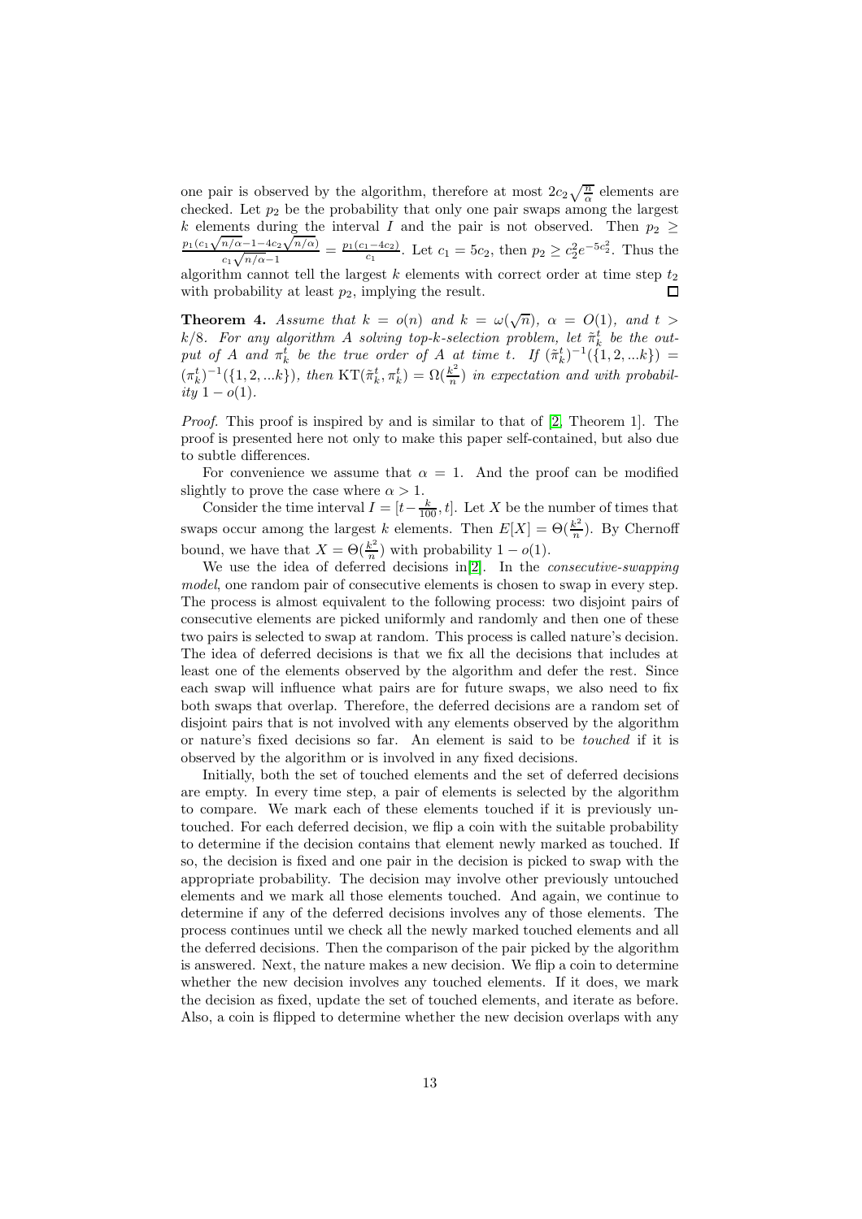one pair is observed by the algorithm, therefore at most $2c_2\sqrt{\frac{n}{\alpha}}$ elements are checked. Let $p_2$ be the probability that only one pair swaps among the largest $k$ elements during the interval $I$ and the pair is not observed. Then $p_2 \geq \frac{p_1(c_1\sqrt{n/\alpha}-1-4c_2\sqrt{n/\alpha})}{c_1\sqrt{n/\alpha}-1} = \frac{p_1(c_1-4c_2)}{c_1}$. Let $c_1 = 5c_2$, then $p_2 \geq c_2^2 e^{-5c_2^2}$. Thus the algorithm cannot tell the largest $k$ elements with correct order at time step $t_2$ with probability at least $p_2$, implying the result. □

**Theorem 4.** *Assume that $k = o(n)$ and $k = \omega(\sqrt{n})$, $\alpha = O(1)$, and $t > k/8$. For any algorithm $A$ solving top-k-selection problem, let $\tilde{\pi}_k^t$ be the output of $A$ and $\pi_k^t$ be the true order of $A$ at time $t$. If $(\tilde{\pi}_k^t)^{-1}(\{1,2,...k\}) = (\pi_k^t)^{-1}(\{1,2,...k\})$, then $\mathrm{KT}(\tilde{\pi}_k^t, \pi_k^t) = \Omega(\frac{k^2}{n})$ in expectation and with probability $1 - o(1)$.*

*Proof.* This proof is inspired by and is similar to that of [2, Theorem 1]. The proof is presented here not only to make this paper self-contained, but also due to subtle differences.

For convenience we assume that $\alpha = 1$. And the proof can be modified slightly to prove the case where $\alpha > 1$.

Consider the time interval $I = [t - \frac{k}{100}, t]$. Let $X$ be the number of times that swaps occur among the largest $k$ elements. Then $E[X] = \Theta(\frac{k^2}{n})$. By Chernoff bound, we have that $X = \Theta(\frac{k^2}{n})$ with probability $1 - o(1)$.

We use the idea of deferred decisions in[2]. In the *consecutive-swapping model*, one random pair of consecutive elements is chosen to swap in every step. The process is almost equivalent to the following process: two disjoint pairs of consecutive elements are picked uniformly and randomly and then one of these two pairs is selected to swap at random. This process is called nature's decision. The idea of deferred decisions is that we fix all the decisions that includes at least one of the elements observed by the algorithm and defer the rest. Since each swap will influence what pairs are for future swaps, we also need to fix both swaps that overlap. Therefore, the deferred decisions are a random set of disjoint pairs that is not involved with any elements observed by the algorithm or nature's fixed decisions so far. An element is said to be *touched* if it is observed by the algorithm or is involved in any fixed decisions.

Initially, both the set of touched elements and the set of deferred decisions are empty. In every time step, a pair of elements is selected by the algorithm to compare. We mark each of these elements touched if it is previously untouched. For each deferred decision, we flip a coin with the suitable probability to determine if the decision contains that element newly marked as touched. If so, the decision is fixed and one pair in the decision is picked to swap with the appropriate probability. The decision may involve other previously untouched elements and we mark all those elements touched. And again, we continue to determine if any of the deferred decisions involves any of those elements. The process continues until we check all the newly marked touched elements and all the deferred decisions. Then the comparison of the pair picked by the algorithm is answered. Next, the nature makes a new decision. We flip a coin to determine whether the new decision involves any touched elements. If it does, we mark the decision as fixed, update the set of touched elements, and iterate as before. Also, a coin is flipped to determine whether the new decision overlaps with any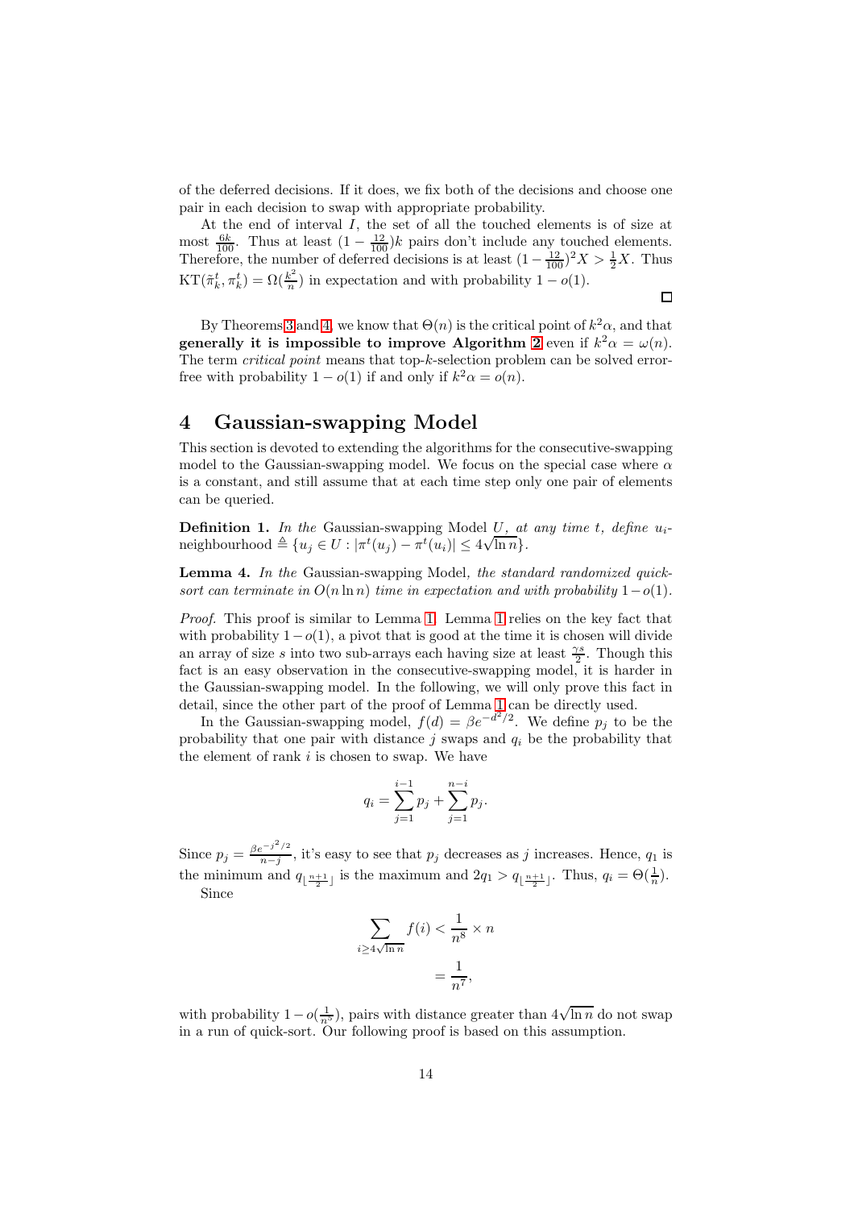of the deferred decisions. If it does, we fix both of the decisions and choose one pair in each decision to swap with appropriate probability.

At the end of interval $I$, the set of all the touched elements is of size at most $\frac{6k}{100}$. Thus at least $(1 - \frac{12}{100})k$ pairs don't include any touched elements. Therefore, the number of deferred decisions is at least $(1 - \frac{12}{100})^2 X > \frac{1}{2}X$. Thus $\mathrm{KT}(\tilde{\pi}_k^t, \pi_k^t) = \Omega(\frac{k^2}{n})$ in expectation and with probability $1 - o(1)$.

□

By Theorems 3 and 4, we know that $\Theta(n)$ is the critical point of $k^2\alpha$, and that **generally it is impossible to improve Algorithm 2** even if $k^2\alpha = \omega(n)$. The term *critical point* means that top-$k$-selection problem can be solved error-free with probability $1 - o(1)$ if and only if $k^2\alpha = o(n)$.

## 4 Gaussian-swapping Model

This section is devoted to extending the algorithms for the consecutive-swapping model to the Gaussian-swapping model. We focus on the special case where $\alpha$ is a constant, and still assume that at each time step only one pair of elements can be queried.

**Definition 1.** *In the* Gaussian-swapping Model *$U$, at any time $t$, define $u_i$-neighbourhood $\triangleq \{u_j \in U : |\pi^t(u_j) - \pi^t(u_i)| \leq 4\sqrt{\ln n}\}$.*

**Lemma 4.** *In the* Gaussian-swapping Model*, the standard randomized quick-sort can terminate in $O(n \ln n)$ time in expectation and with probability $1 - o(1)$.*

*Proof.* This proof is similar to Lemma 1. Lemma 1 relies on the key fact that with probability $1 - o(1)$, a pivot that is good at the time it is chosen will divide an array of size $s$ into two sub-arrays each having size at least $\frac{\gamma s}{2}$. Though this fact is an easy observation in the consecutive-swapping model, it is harder in the Gaussian-swapping model. In the following, we will only prove this fact in detail, since the other part of the proof of Lemma 1 can be directly used.

In the Gaussian-swapping model, $f(d) = \beta e^{-d^2/2}$. We define $p_j$ to be the probability that one pair with distance $j$ swaps and $q_i$ be the probability that the element of rank $i$ is chosen to swap. We have

$$q_i = \sum_{j=1}^{i-1} p_j + \sum_{j=1}^{n-i} p_j.$$

Since $p_j = \frac{\beta e^{-j^2/2}}{n-j}$, it's easy to see that $p_j$ decreases as $j$ increases. Hence, $q_1$ is the minimum and $q_{\lfloor \frac{n+1}{2} \rfloor}$ is the maximum and $2q_1 > q_{\lfloor \frac{n+1}{2} \rfloor}$. Thus, $q_i = \Theta(\frac{1}{n})$.

Since

$$\begin{aligned}\sum_{i \geq 4\sqrt{\ln n}} f(i) &< \frac{1}{n^8} \times n \\ &= \frac{1}{n^7},\end{aligned}$$

with probability $1 - o(\frac{1}{n^5})$, pairs with distance greater than $4\sqrt{\ln n}$ do not swap in a run of quick-sort. Our following proof is based on this assumption.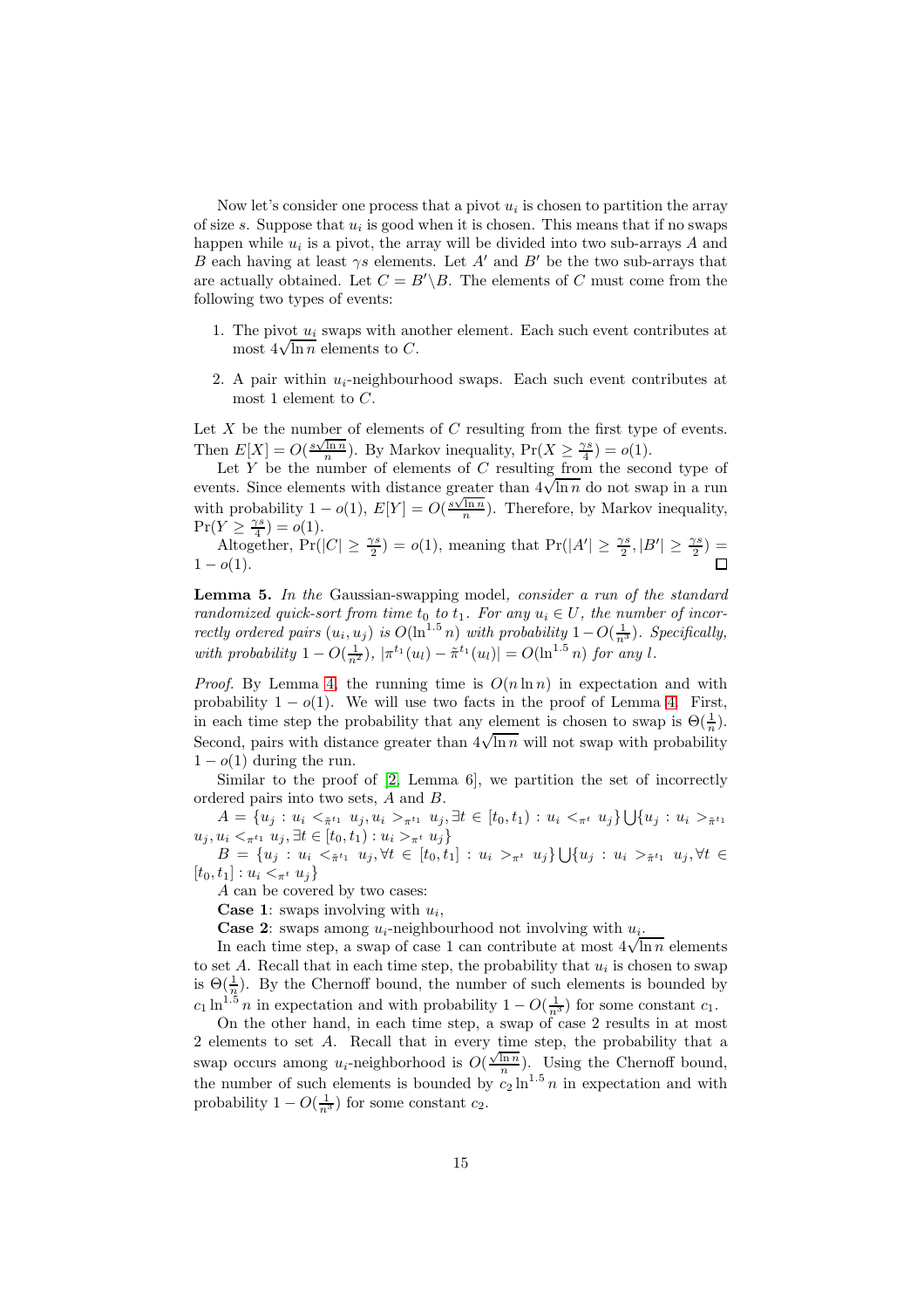Now let's consider one process that a pivot $u_i$ is chosen to partition the array of size $s$. Suppose that $u_i$ is good when it is chosen. This means that if no swaps happen while $u_i$ is a pivot, the array will be divided into two sub-arrays $A$ and $B$ each having at least $\gamma s$ elements. Let $A'$ and $B'$ be the two sub-arrays that are actually obtained. Let $C = B' \backslash B$. The elements of $C$ must come from the following two types of events:

1. The pivot $u_i$ swaps with another element. Each such event contributes at most $4\sqrt{\ln n}$ elements to $C$.
2. A pair within $u_i$-neighbourhood swaps. Each such event contributes at most 1 element to $C$.

Let $X$ be the number of elements of $C$ resulting from the first type of events. Then $E[X] = O(\frac{s\sqrt{\ln n}}{n})$. By Markov inequality, $\Pr(X \geq \frac{\gamma s}{4}) = o(1)$.

Let $Y$ be the number of elements of $C$ resulting from the second type of events. Since elements with distance greater than $4\sqrt{\ln n}$ do not swap in a run with probability $1 - o(1)$, $E[Y] = O(\frac{s\sqrt{\ln n}}{n})$. Therefore, by Markov inequality, $\Pr(Y \geq \frac{\gamma s}{4}) = o(1)$.

Altogether, $\Pr(|C| \geq \frac{\gamma s}{2}) = o(1)$, meaning that $\Pr(|A'| \geq \frac{\gamma s}{2}, |B'| \geq \frac{\gamma s}{2}) = 1 - o(1)$. □

**Lemma 5.** *In the* Gaussian-swapping model*, consider a run of the standard randomized quick-sort from time $t_0$ to $t_1$. For any $u_i \in U$, the number of incorrectly ordered pairs $(u_i, u_j)$ is $O(\ln^{1.5} n)$ with probability $1 - O(\frac{1}{n^3})$. Specifically, with probability $1 - O(\frac{1}{n^2})$, $|\pi^{t_1}(u_l) - \tilde{\pi}^{t_1}(u_l)| = O(\ln^{1.5} n)$ for any $l$.*

*Proof.* By Lemma 4, the running time is $O(n \ln n)$ in expectation and with probability $1 - o(1)$. We will use two facts in the proof of Lemma 4. First, in each time step the probability that any element is chosen to swap is $\Theta(\frac{1}{n})$. Second, pairs with distance greater than $4\sqrt{\ln n}$ will not swap with probability $1 - o(1)$ during the run.

Similar to the proof of [2, Lemma 6], we partition the set of incorrectly ordered pairs into two sets, $A$ and $B$.

$A = \{u_j : u_i <_{\tilde{\pi}^{t_1}} u_j, u_i >_{\pi^{t_1}} u_j, \exists t \in [t_0, t_1) : u_i <_{\pi^t} u_j\} \bigcup \{u_j : u_i >_{\tilde{\pi}^{t_1}} u_j, u_i <_{\pi^{t_1}} u_j, \exists t \in [t_0, t_1) : u_i >_{\pi^t} u_j\}$

$B = \{u_j : u_i <_{\tilde{\pi}^{t_1}} u_j, \forall t \in [t_0, t_1] : u_i >_{\pi^t} u_j\} \bigcup \{u_j : u_i >_{\tilde{\pi}^{t_1}} u_j, \forall t \in [t_0, t_1] : u_i <_{\pi^t} u_j\}$

$A$ can be covered by two cases:

**Case 1**: swaps involving with $u_i$,

**Case 2**: swaps among $u_i$-neighbourhood not involving with $u_i$.

In each time step, a swap of case 1 can contribute at most $4\sqrt{\ln n}$ elements to set $A$. Recall that in each time step, the probability that $u_i$ is chosen to swap is $\Theta(\frac{1}{n})$. By the Chernoff bound, the number of such elements is bounded by $c_1 \ln^{1.5} n$ in expectation and with probability $1 - O(\frac{1}{n^3})$ for some constant $c_1$.

On the other hand, in each time step, a swap of case 2 results in at most 2 elements to set $A$. Recall that in every time step, the probability that a swap occurs among $u_i$-neighborhood is $O(\frac{\sqrt{\ln n}}{n})$. Using the Chernoff bound, the number of such elements is bounded by $c_2 \ln^{1.5} n$ in expectation and with probability $1 - O(\frac{1}{n^3})$ for some constant $c_2$.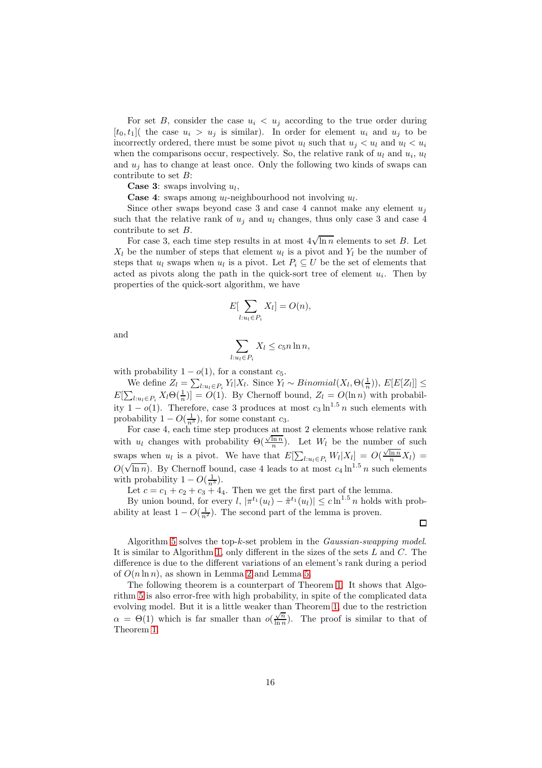For set $B$, consider the case $u_i < u_j$ according to the true order during $[t_0, t_1]$( the case $u_i > u_j$ is similar). In order for element $u_i$ and $u_j$ to be incorrectly ordered, there must be some pivot $u_l$ such that $u_j < u_l$ and $u_l < u_i$ when the comparisons occur, respectively. So, the relative rank of $u_l$ and $u_i$, $u_l$ and $u_j$ has to change at least once. Only the following two kinds of swaps can contribute to set $B$:

**Case 3**: swaps involving $u_l$,

**Case 4**: swaps among $u_l$-neighbourhood not involving $u_l$.

Since other swaps beyond case 3 and case 4 cannot make any element $u_j$ such that the relative rank of $u_j$ and $u_l$ changes, thus only case 3 and case 4 contribute to set $B$.

For case 3, each time step results in at most $4\sqrt{\ln n}$ elements to set $B$. Let $X_l$ be the number of steps that element $u_l$ is a pivot and $Y_l$ be the number of steps that $u_l$ swaps when $u_l$ is a pivot. Let $P_i \subseteq U$ be the set of elements that acted as pivots along the path in the quick-sort tree of element $u_i$. Then by properties of the quick-sort algorithm, we have

$$E[\sum_{l:u_l \in P_i} X_l] = O(n),$$

and

$$\sum_{l:u_l \in P_i} X_l \leq c_5 n \ln n,$$

with probability $1 - o(1)$, for a constant $c_5$.

We define $Z_l = \sum_{l:u_l \in P_i} Y_l | X_l$. Since $Y_l \sim Binomial(X_l, \Theta(\frac{1}{n}))$, $E[E[Z_l]] \leq E[\sum_{l:u_l \in P_i} X_l \Theta(\frac{1}{n})] = O(1)$. By Chernoff bound, $Z_l = O(\ln n)$ with probability $1 - o(1)$. Therefore, case 3 produces at most $c_3 \ln^{1.5} n$ such elements with probability $1 - O(\frac{1}{n^3})$, for some constant $c_3$.

For case 4, each time step produces at most 2 elements whose relative rank with $u_l$ changes with probability $\Theta(\frac{\sqrt{\ln n}}{n})$. Let $W_l$ be the number of such swaps when $u_l$ is a pivot. We have that $E[\sum_{l:u_l \in P_i} W_l | X_l] = O(\frac{\sqrt{\ln n}}{n} X_l) = O(\sqrt{\ln n})$. By Chernoff bound, case 4 leads to at most $c_4 \ln^{1.5} n$ such elements with probability $1 - O(\frac{1}{n^3})$.

Let $c = c_1 + c_2 + c_3 + 4_4$. Then we get the first part of the lemma.

By union bound, for every $l$, $|\pi^{t_1}(u_l) - \tilde{\pi}^{t_1}(u_l)| \leq c \ln^{1.5} n$ holds with probability at least $1 - O(\frac{1}{n^2})$. The second part of the lemma is proven. □

Algorithm 5 solves the top-$k$-set problem in the *Gaussian-swapping model*. It is similar to Algorithm 1, only different in the sizes of the sets $L$ and $C$. The difference is due to the different variations of an element's rank during a period of $O(n \ln n)$, as shown in Lemma 2 and Lemma 5.

The following theorem is a counterpart of Theorem 1. It shows that Algorithm 5 is also error-free with high probability, in spite of the complicated data evolving model. But it is a little weaker than Theorem 1, due to the restriction $\alpha = \Theta(1)$ which is far smaller than $o(\frac{\sqrt{n}}{\ln n})$. The proof is similar to that of Theorem 1.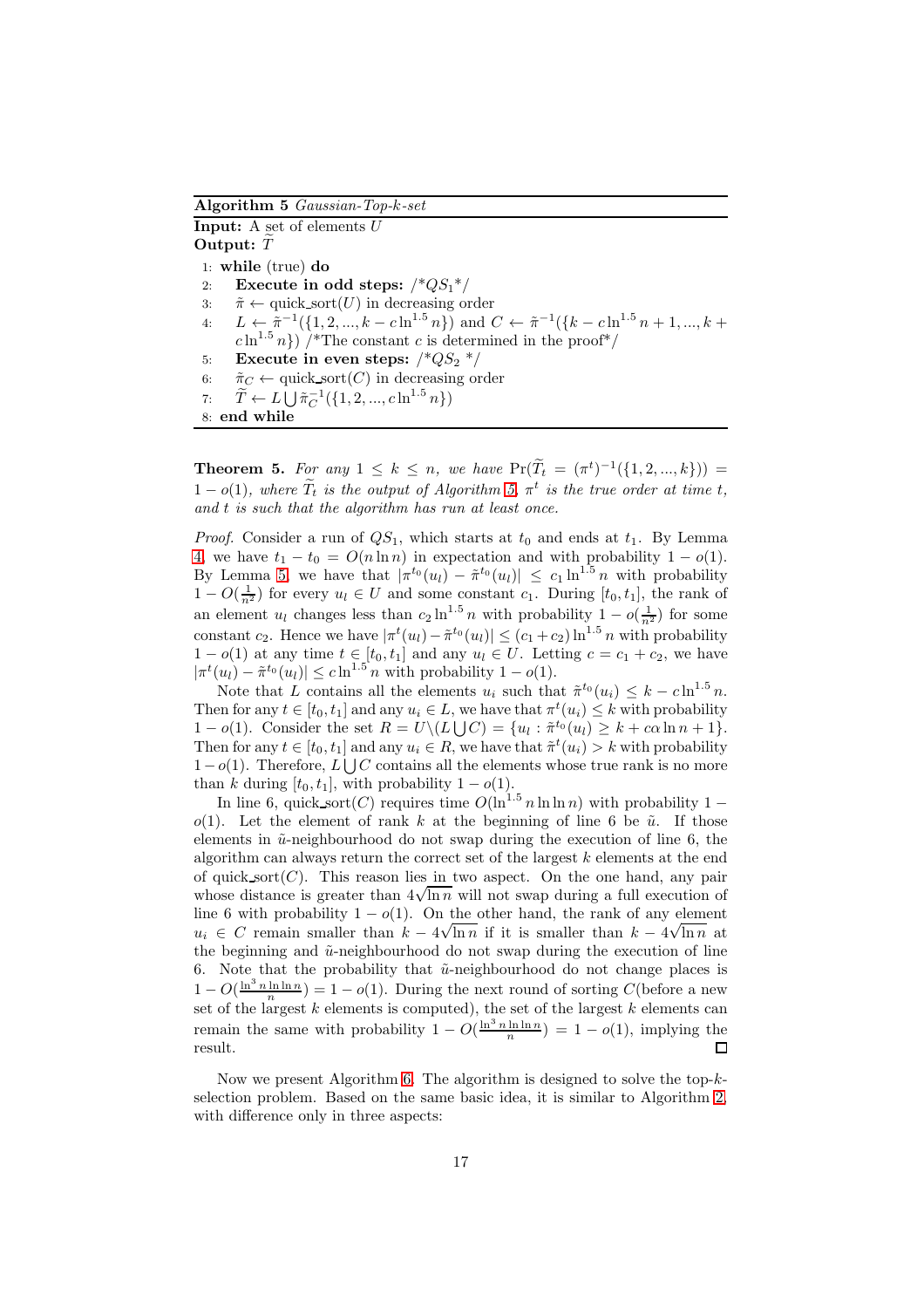**Algorithm 5** *Gaussian-Top-k-set*

**Input:** A set of elements $U$

**Output:** $\widetilde{T}$

```
1: while (true) do
2:    Execute in odd steps: /*QS_1*/
3:    π̃ ← quick_sort(U) in decreasing order
4:    L ← π̃^{-1}({1, 2, ..., k − c ln^{1.5} n}) and C ← π̃^{-1}({k − c ln^{1.5} n + 1, ..., k + c ln^{1.5} n}) /*The constant c is determined in the proof*/
5:    Execute in even steps: /*QS_2 */
6:    π̃_C ← quick_sort(C) in decreasing order
7:    T̃ ← L ⋃ π̃_C^{-1}({1, 2, ..., c ln^{1.5} n})
8: end while
```

**Theorem 5.** *For any $1 \leq k \leq n$, we have $\Pr(\widetilde{T}_t = (\pi^t)^{-1}(\{1,2,...,k\})) = 1 - o(1)$, where $\widetilde{T}_t$ is the output of Algorithm 5, $\pi^t$ is the true order at time $t$, and $t$ is such that the algorithm has run at least once.*

*Proof.* Consider a run of $QS_1$, which starts at $t_0$ and ends at $t_1$. By Lemma 4, we have $t_1 - t_0 = O(n \ln n)$ in expectation and with probability $1 - o(1)$. By Lemma 5, we have that $|\pi^{t_0}(u_l) - \tilde{\pi}^{t_0}(u_l)| \leq c_1 \ln^{1.5} n$ with probability $1 - O(\frac{1}{n^2})$ for every $u_l \in U$ and some constant $c_1$. During $[t_0, t_1]$, the rank of an element $u_l$ changes less than $c_2 \ln^{1.5} n$ with probability $1 - o(\frac{1}{n^2})$ for some constant $c_2$. Hence we have $|\pi^t(u_l) - \tilde{\pi}^{t_0}(u_l)| \leq (c_1 + c_2) \ln^{1.5} n$ with probability $1 - o(1)$ at any time $t \in [t_0, t_1]$ and any $u_l \in U$. Letting $c = c_1 + c_2$, we have $|\pi^t(u_l) - \tilde{\pi}^{t_0}(u_l)| \leq c \ln^{1.5} n$ with probability $1 - o(1)$.

Note that $L$ contains all the elements $u_i$ such that $\tilde{\pi}^{t_0}(u_i) \leq k - c \ln^{1.5} n$. Then for any $t \in [t_0, t_1]$ and any $u_i \in L$, we have that $\pi^t(u_i) \leq k$ with probability $1 - o(1)$. Consider the set $R = U \backslash (L \bigcup C) = \{u_l : \tilde{\pi}^{t_0}(u_l) \geq k + c\alpha \ln n + 1\}$. Then for any $t \in [t_0, t_1]$ and any $u_i \in R$, we have that $\tilde{\pi}^t(u_i) > k$ with probability $1 - o(1)$. Therefore, $L \bigcup C$ contains all the elements whose true rank is no more than $k$ during $[t_0, t_1]$, with probability $1 - o(1)$.

In line 6, quick_sort($C$) requires time $O(\ln^{1.5} n \ln \ln n)$ with probability $1 - o(1)$. Let the element of rank $k$ at the beginning of line 6 be $\tilde{u}$. If those elements in $\tilde{u}$-neighbourhood do not swap during the execution of line 6, the algorithm can always return the correct set of the largest $k$ elements at the end of quick_sort($C$). This reason lies in two aspect. On the one hand, any pair whose distance is greater than $4\sqrt{\ln n}$ will not swap during a full execution of line 6 with probability $1 - o(1)$. On the other hand, the rank of any element $u_i \in C$ remain smaller than $k - 4\sqrt{\ln n}$ if it is smaller than $k - 4\sqrt{\ln n}$ at the beginning and $\tilde{u}$-neighbourhood do not swap during the execution of line 6. Note that the probability that $\tilde{u}$-neighbourhood do not change places is $1 - O(\frac{\ln^3 n \ln \ln n}{n}) = 1 - o(1)$. During the next round of sorting $C$(before a new set of the largest $k$ elements is computed), the set of the largest $k$ elements can remain the same with probability $1 - O(\frac{\ln^3 n \ln \ln n}{n}) = 1 - o(1)$, implying the result. □

Now we present Algorithm 6. The algorithm is designed to solve the top-$k$-selection problem. Based on the same basic idea, it is similar to Algorithm 2, with difference only in three aspects: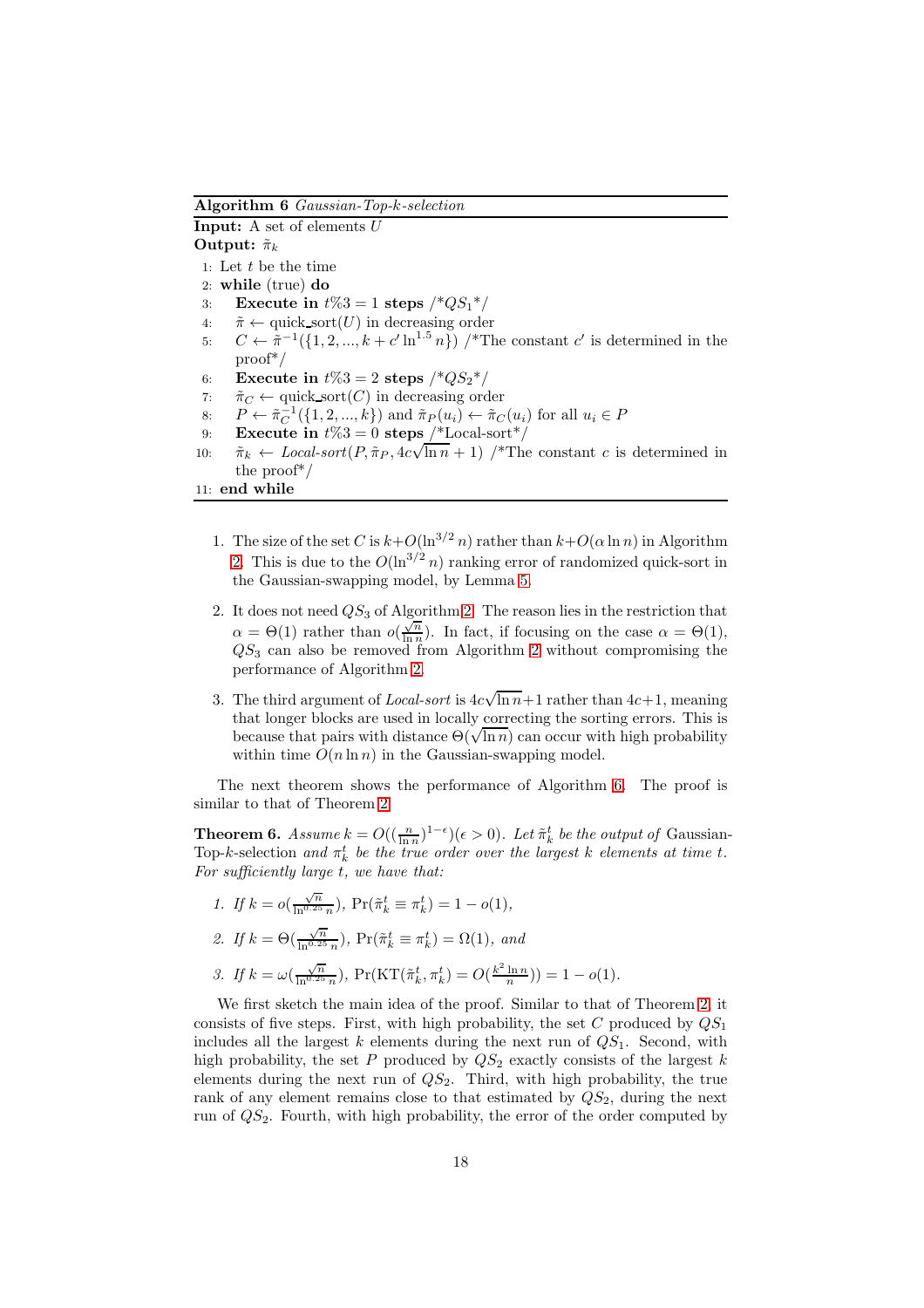**Algorithm 6** *Gaussian-Top-k-selection*

**Input:** A set of elements $U$

**Output:** $\tilde{\pi}_k$

1: Let $t$ be the time
2: **while** (true) **do**
3: &nbsp;&nbsp;&nbsp;**Execute in** $t\%3 = 1$ **steps** /\*$QS_1$\*/
4: &nbsp;&nbsp;&nbsp;$\tilde{\pi} \leftarrow$ quick_sort($U$) in decreasing order
5: &nbsp;&nbsp;&nbsp;$C \leftarrow \tilde{\pi}^{-1}(\{1, 2, ..., k + c' \ln^{1.5} n\})$ /\*The constant $c'$ is determined in the proof\*/
6: &nbsp;&nbsp;&nbsp;**Execute in** $t\%3 = 2$ **steps** /\*$QS_2$\*/
7: &nbsp;&nbsp;&nbsp;$\tilde{\pi}_C \leftarrow$ quick_sort($C$) in decreasing order
8: &nbsp;&nbsp;&nbsp;$P \leftarrow \tilde{\pi}_C^{-1}(\{1, 2, ..., k\})$ and $\tilde{\pi}_P(u_i) \leftarrow \tilde{\pi}_C(u_i)$ for all $u_i \in P$
9: &nbsp;&nbsp;&nbsp;**Execute in** $t\%3 = 0$ **steps** /\*Local-sort\*/
10: &nbsp;&nbsp;&nbsp;$\tilde{\pi}_k \leftarrow$ *Local-sort*$(P, \tilde{\pi}_P, 4c\sqrt{\ln n} + 1)$ /\*The constant $c$ is determined in the proof\*/
11: **end while**

1. The size of the set $C$ is $k+O(\ln^{3/2} n)$ rather than $k+O(\alpha \ln n)$ in Algorithm 2. This is due to the $O(\ln^{3/2} n)$ ranking error of randomized quick-sort in the Gaussian-swapping model, by Lemma 5.

2. It does not need $QS_3$ of Algorithm 2. The reason lies in the restriction that $\alpha = \Theta(1)$ rather than $o(\frac{\sqrt{n}}{\ln n})$. In fact, if focusing on the case $\alpha = \Theta(1)$, $QS_3$ can also be removed from Algorithm 2 without compromising the performance of Algorithm 2.

3. The third argument of *Local-sort* is $4c\sqrt{\ln n}+1$ rather than $4c+1$, meaning that longer blocks are used in locally correcting the sorting errors. This is because that pairs with distance $\Theta(\sqrt{\ln n})$ can occur with high probability within time $O(n \ln n)$ in the Gaussian-swapping model.

The next theorem shows the performance of Algorithm 6. The proof is similar to that of Theorem 2.

**Theorem 6.** *Assume $k = O((\frac{n}{\ln n})^{1-\epsilon})(\epsilon > 0)$. Let $\tilde{\pi}_k^t$ be the output of* Gaussian-Top-k-selection *and $\pi_k^t$ be the true order over the largest $k$ elements at time $t$. For sufficiently large $t$, we have that:*

1. *If $k = o(\frac{\sqrt{n}}{\ln^{0.25} n})$, $\Pr(\tilde{\pi}_k^t \equiv \pi_k^t) = 1 - o(1)$,*
2. *If $k = \Theta(\frac{\sqrt{n}}{\ln^{0.25} n})$, $\Pr(\tilde{\pi}_k^t \equiv \pi_k^t) = \Omega(1)$, and*
3. *If $k = \omega(\frac{\sqrt{n}}{\ln^{0.25} n})$, $\Pr(\mathrm{KT}(\tilde{\pi}_k^t, \pi_k^t) = O(\frac{k^2 \ln n}{n})) = 1 - o(1)$.*

We first sketch the main idea of the proof. Similar to that of Theorem 2, it consists of five steps. First, with high probability, the set $C$ produced by $QS_1$ includes all the largest $k$ elements during the next run of $QS_1$. Second, with high probability, the set $P$ produced by $QS_2$ exactly consists of the largest $k$ elements during the next run of $QS_2$. Third, with high probability, the true rank of any element remains close to that estimated by $QS_2$, during the next run of $QS_2$. Fourth, with high probability, the error of the order computed by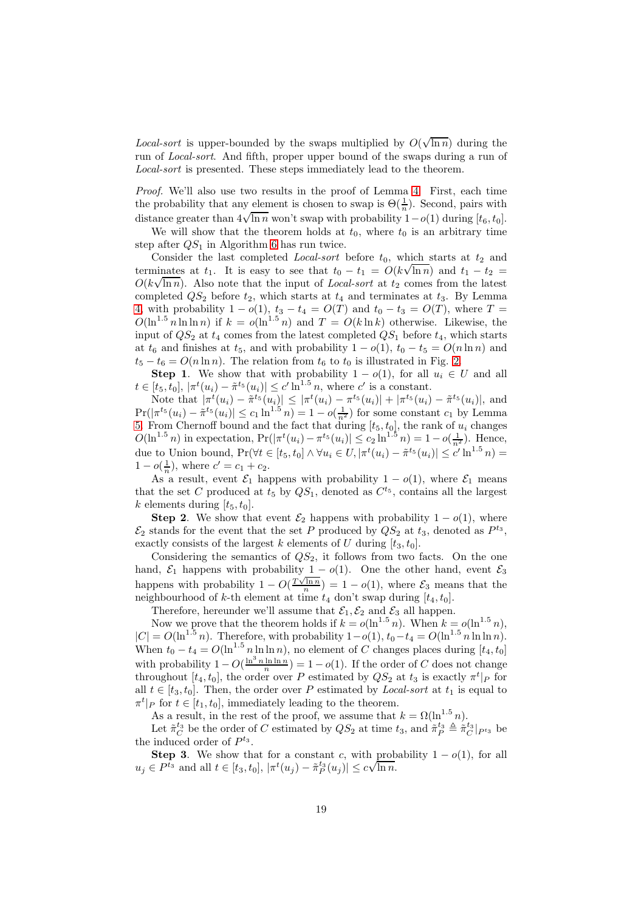*Local-sort* is upper-bounded by the swaps multiplied by $O(\sqrt{\ln n})$ during the run of *Local-sort*. And fifth, proper upper bound of the swaps during a run of *Local-sort* is presented. These steps immediately lead to the theorem.

*Proof.* We'll also use two results in the proof of Lemma 4. First, each time the probability that any element is chosen to swap is $\Theta(\frac{1}{n})$. Second, pairs with distance greater than $4\sqrt{\ln n}$ won't swap with probability $1-o(1)$ during $[t_6, t_0]$.

We will show that the theorem holds at $t_0$, where $t_0$ is an arbitrary time step after $QS_1$ in Algorithm 6 has run twice.

Consider the last completed *Local-sort* before $t_0$, which starts at $t_2$ and terminates at $t_1$. It is easy to see that $t_0 - t_1 = O(k\sqrt{\ln n})$ and $t_1 - t_2 = O(k\sqrt{\ln n})$. Also note that the input of *Local-sort* at $t_2$ comes from the latest completed $QS_2$ before $t_2$, which starts at $t_4$ and terminates at $t_3$. By Lemma 4, with probability $1-o(1)$, $t_3 - t_4 = O(T)$ and $t_0 - t_3 = O(T)$, where $T = O(\ln^{1.5} n \ln\ln n)$ if $k = o(\ln^{1.5} n)$ and $T = O(k \ln k)$ otherwise. Likewise, the input of $QS_2$ at $t_4$ comes from the latest completed $QS_1$ before $t_4$, which starts at $t_6$ and finishes at $t_5$, and with probability $1-o(1)$, $t_0 - t_5 = O(n \ln n)$ and $t_5 - t_6 = O(n \ln n)$. The relation from $t_6$ to $t_0$ is illustrated in Fig. 2.

**Step 1**. We show that with probability $1-o(1)$, for all $u_i \in U$ and all $t \in [t_5, t_0]$, $|\pi^t(u_i) - \tilde{\pi}^{t_5}(u_i)| \le c' \ln^{1.5} n$, where $c'$ is a constant.

Note that $|\pi^t(u_i) - \tilde{\pi}^{t_5}(u_i)| \le |\pi^t(u_i) - \pi^{t_5}(u_i)| + |\pi^{t_5}(u_i) - \tilde{\pi}^{t_5}(u_i)|$, and $\Pr(|\pi^{t_5}(u_i) - \tilde{\pi}^{t_5}(u_i)| \le c_1 \ln^{1.5} n) = 1 - o(\frac{1}{n^2})$ for some constant $c_1$ by Lemma 5. From Chernoff bound and the fact that during $[t_5, t_0]$, the rank of $u_i$ changes $O(\ln^{1.5} n)$ in expectation, $\Pr(|\pi^t(u_i) - \pi^{t_5}(u_i)| \le c_2 \ln^{1.5} n) = 1 - o(\frac{1}{n^2})$. Hence, due to Union bound, $\Pr(\forall t \in [t_5, t_0] \wedge \forall u_i \in U, |\pi^t(u_i) - \tilde{\pi}^{t_5}(u_i)| \le c' \ln^{1.5} n) = 1 - o(\frac{1}{n})$, where $c' = c_1 + c_2$.

As a result, event $\mathcal{E}_1$ happens with probability $1-o(1)$, where $\mathcal{E}_1$ means that the set $C$ produced at $t_5$ by $QS_1$, denoted as $C^{t_5}$, contains all the largest $k$ elements during $[t_5, t_0]$.

**Step 2**. We show that event $\mathcal{E}_2$ happens with probability $1-o(1)$, where $\mathcal{E}_2$ stands for the event that the set $P$ produced by $QS_2$ at $t_3$, denoted as $P^{t_3}$, exactly consists of the largest $k$ elements of $U$ during $[t_3, t_0]$.

Considering the semantics of $QS_2$, it follows from two facts. On the one hand, $\mathcal{E}_1$ happens with probability $1-o(1)$. One the other hand, event $\mathcal{E}_3$ happens with probability $1 - O(\frac{T\sqrt{\ln n}}{n}) = 1 - o(1)$, where $\mathcal{E}_3$ means that the neighbourhood of $k$-th element at time $t_4$ don't swap during $[t_4, t_0]$.

Therefore, hereunder we'll assume that $\mathcal{E}_1, \mathcal{E}_2$ and $\mathcal{E}_3$ all happen.

Now we prove that the theorem holds if $k = o(\ln^{1.5} n)$. When $k = o(\ln^{1.5} n)$, $|C| = O(\ln^{1.5} n)$. Therefore, with probability $1-o(1)$, $t_0 - t_4 = O(\ln^{1.5} n \ln\ln n)$. When $t_0 - t_4 = O(\ln^{1.5} n \ln\ln n)$, no element of $C$ changes places during $[t_4, t_0]$ with probability $1 - O(\frac{\ln^3 n \ln\ln n}{n}) = 1 - o(1)$. If the order of $C$ does not change throughout $[t_4, t_0]$, the order over $P$ estimated by $QS_2$ at $t_3$ is exactly $\pi^t|_P$ for all $t \in [t_3, t_0]$. Then, the order over $P$ estimated by *Local-sort* at $t_1$ is equal to $\pi^t|_P$ for $t \in [t_1, t_0]$, immediately leading to the theorem.

As a result, in the rest of the proof, we assume that $k = \Omega(\ln^{1.5} n)$.

Let $\tilde{\pi}_C^{t_3}$ be the order of $C$ estimated by $QS_2$ at time $t_3$, and $\tilde{\pi}_P^{t_3} \triangleq \tilde{\pi}_C^{t_3}|_{P^{t_3}}$ be the induced order of $P^{t_3}$.

**Step 3**. We show that for a constant $c$, with probability $1-o(1)$, for all $u_j \in P^{t_3}$ and all $t \in [t_3, t_0]$, $|\pi^t(u_j) - \tilde{\pi}_P^{t_3}(u_j)| \le c\sqrt{\ln n}$.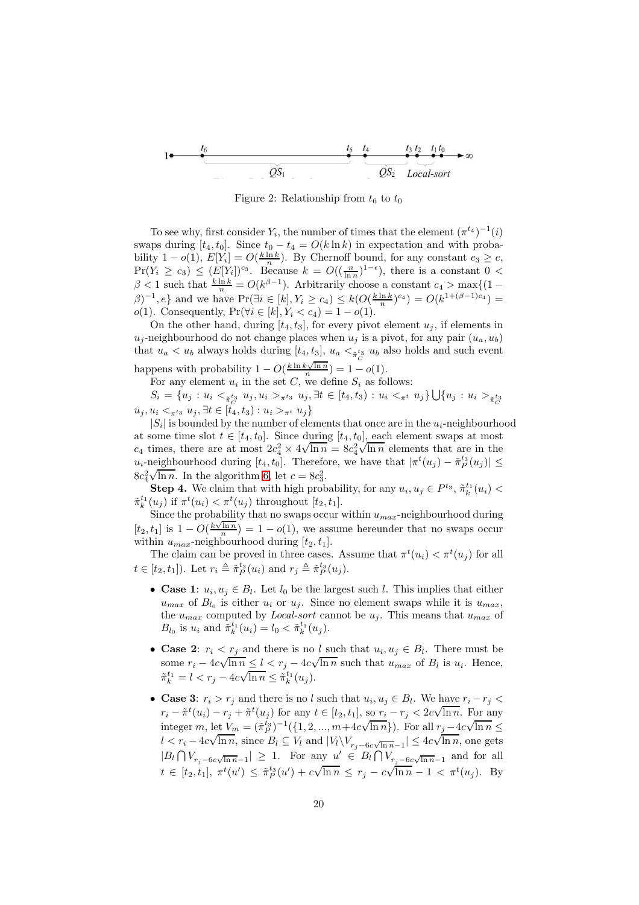Figure 2: Relationship from $t_6$ to $t_0$

To see why, first consider $Y_i$, the number of times that the element $(\pi^{t_4})^{-1}(i)$ swaps during $[t_4, t_0]$. Since $t_0 - t_4 = O(k \ln k)$ in expectation and with probability $1 - o(1)$, $E[Y_i] = O(\frac{k \ln k}{n})$. By Chernoff bound, for any constant $c_3 \geq e$, $\Pr(Y_i \geq c_3) \leq (E[Y_i])^{c_3}$. Because $k = O((\frac{n}{\ln n})^{1-\epsilon})$, there is a constant $0 < \beta < 1$ such that $\frac{k \ln k}{n} = O(k^{\beta-1})$. Arbitrarily choose a constant $c_4 > \max\{(1-\beta)^{-1}, e\}$ and we have $\Pr(\exists i \in [k], Y_i \geq c_4) \leq k(O(\frac{k \ln k}{n})^{c_4}) = O(k^{1+(\beta-1)c_4}) = o(1)$. Consequently, $\Pr(\forall i \in [k], Y_i < c_4) = 1 - o(1)$.

On the other hand, during $[t_4, t_3]$, for every pivot element $u_j$, if elements in $u_j$-neighbourhood do not change places when $u_j$ is a pivot, for any pair $(u_a, u_b)$ that $u_a < u_b$ always holds during $[t_4, t_3]$, $u_a <_{\tilde{\pi}_C^{t_3}} u_b$ also holds and such event happens with probability $1 - O(\frac{k \ln k \sqrt{\ln n}}{n}) = 1 - o(1)$.

For any element $u_i$ in the set $C$, we define $S_i$ as follows:

$S_i = \{u_j : u_i <_{\tilde{\pi}_C^{t_3}} u_j, u_i >_{\pi^{t_3}} u_j, \exists t \in [t_4, t_3) : u_i <_{\pi^t} u_j\} \bigcup \{u_j : u_i >_{\tilde{\pi}_C^{t_3}} u_j, u_i <_{\pi^{t_3}} u_j, \exists t \in [t_4, t_3) : u_i >_{\pi^t} u_j\}$

$|S_i|$ is bounded by the number of elements that once are in the $u_i$-neighbourhood at some time slot $t \in [t_4, t_0]$. Since during $[t_4, t_0]$, each element swaps at most $c_4$ times, there are at most $2c_4^2 \times 4\sqrt{\ln n} = 8c_4^2\sqrt{\ln n}$ elements that are in the $u_i$-neighbourhood during $[t_4, t_0]$. Therefore, we have that $|\pi^t(u_j) - \tilde{\pi}_P^{t_3}(u_j)| \leq 8c_4^2\sqrt{\ln n}$. In the algorithm 6, let $c = 8c_3^2$.

**Step 4.** We claim that with high probability, for any $u_i, u_j \in P^{t_3}$, $\tilde{\pi}_k^{t_1}(u_i) < \tilde{\pi}_k^{t_1}(u_j)$ if $\pi^t(u_i) < \pi^t(u_j)$ throughout $[t_2, t_1]$.

Since the probability that no swaps occur within $u_{max}$-neighbourhood during $[t_2, t_1]$ is $1 - O(\frac{k\sqrt{\ln n}}{n}) = 1 - o(1)$, we assume hereunder that no swaps occur within $u_{max}$-neighbourhood during $[t_2, t_1]$.

The claim can be proved in three cases. Assume that $\pi^t(u_i) < \pi^t(u_j)$ for all $t \in [t_2, t_1]$). Let $r_i \triangleq \tilde{\pi}_P^{t_3}(u_i)$ and $r_j \triangleq \tilde{\pi}_P^{t_3}(u_j)$.

- **Case 1**: $u_i, u_j \in B_l$. Let $l_0$ be the largest such $l$. This implies that either $u_{max}$ of $B_{l_0}$ is either $u_i$ or $u_j$. Since no element swaps while it is $u_{max}$, the $u_{max}$ computed by *Local-sort* cannot be $u_j$. This means that $u_{max}$ of $B_{l_0}$ is $u_i$ and $\tilde{\pi}_k^{t_1}(u_i) = l_0 < \tilde{\pi}_k^{t_1}(u_j)$.
- **Case 2**: $r_i < r_j$ and there is no $l$ such that $u_i, u_j \in B_l$. There must be some $r_i - 4c\sqrt{\ln n} \leq l < r_j - 4c\sqrt{\ln n}$ such that $u_{max}$ of $B_l$ is $u_i$. Hence, $\tilde{\pi}_k^{t_1} = l < r_j - 4c\sqrt{\ln n} \leq \tilde{\pi}_k^{t_1}(u_j)$.
- **Case 3**: $r_i > r_j$ and there is no $l$ such that $u_i, u_j \in B_l$. We have $r_i - r_j < r_i - \tilde{\pi}^t(u_i) - r_j + \tilde{\pi}^t(u_j)$ for any $t \in [t_2, t_1]$, so $r_i - r_j < 2c\sqrt{\ln n}$. For any integer $m$, let $V_m = (\tilde{\pi}_P^{t_3})^{-1}(\{1, 2, ..., m + 4c\sqrt{\ln n}\})$. For all $r_j - 4c\sqrt{\ln n} \leq l < r_i - 4c\sqrt{\ln n}$, since $B_l \subseteq V_l$ and $|V_l \backslash V_{r_j - 6c\sqrt{\ln n} - 1}| \leq 4c\sqrt{\ln n}$, one gets $|B_l \bigcap V_{r_j - 6c\sqrt{\ln n} - 1}| \geq 1$. For any $u' \in B_l \bigcap V_{r_j - 6c\sqrt{\ln n} - 1}$ and for all $t \in [t_2, t_1]$, $\pi^t(u') \leq \tilde{\pi}_P^{t_3}(u') + c\sqrt{\ln n} \leq r_j - c\sqrt{\ln n} - 1 < \pi^t(u_j)$. By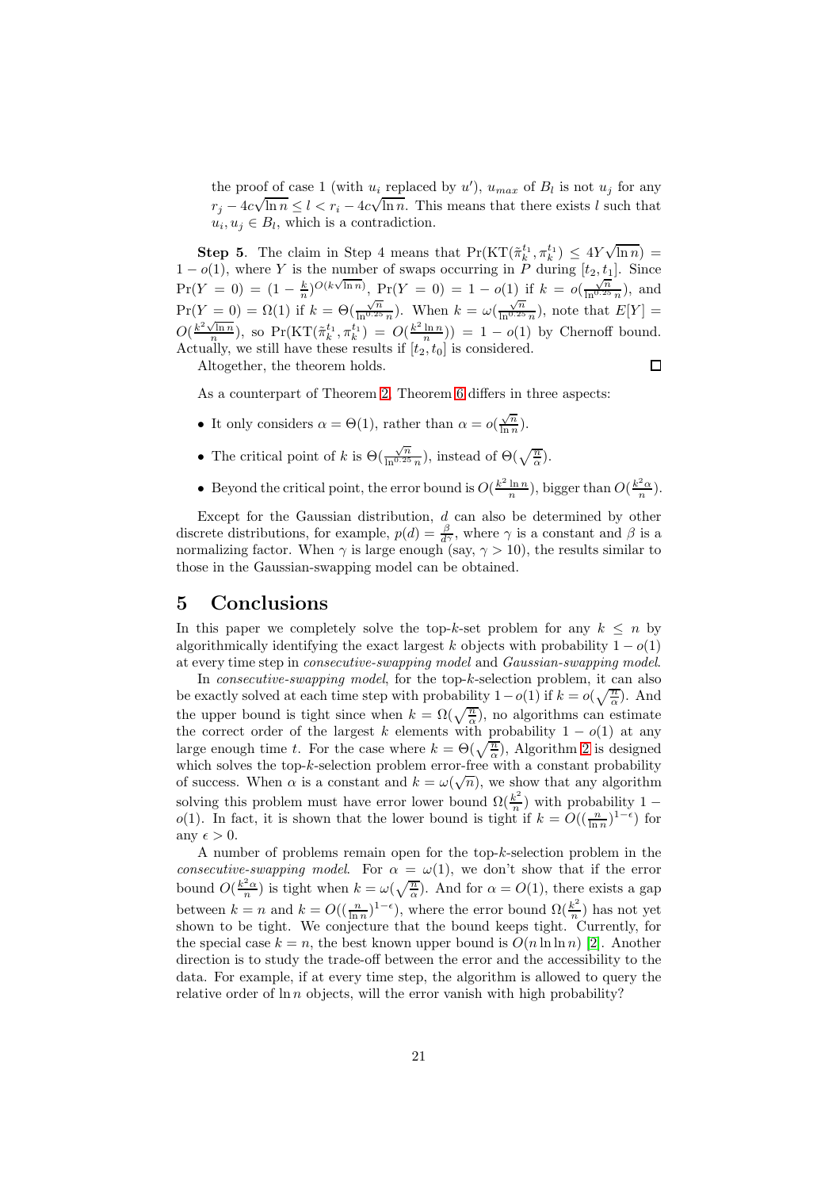the proof of case 1 (with $u_i$ replaced by $u'$), $u_{max}$ of $B_l$ is not $u_j$ for any $r_j - 4c\sqrt{\ln n} \leq l < r_i - 4c\sqrt{\ln n}$. This means that there exists $l$ such that $u_i, u_j \in B_l$, which is a contradiction.

**Step 5**. The claim in Step 4 means that $\Pr(\text{KT}(\tilde{\pi}_k^{t_1}, \pi_k^{t_1}) \leq 4Y\sqrt{\ln n}) = 1 - o(1)$, where $Y$ is the number of swaps occurring in $P$ during $[t_2, t_1]$. Since $\Pr(Y = 0) = (1 - \frac{k}{n})^{O(k\sqrt{\ln n})}$, $\Pr(Y = 0) = 1 - o(1)$ if $k = o(\frac{\sqrt{n}}{\ln^{0.25} n})$, and $\Pr(Y = 0) = \Omega(1)$ if $k = \Theta(\frac{\sqrt{n}}{\ln^{0.25} n})$. When $k = \omega(\frac{\sqrt{n}}{\ln^{0.25} n})$, note that $E[Y] = O(\frac{k^2\sqrt{\ln n}}{n})$, so $\Pr(\text{KT}(\tilde{\pi}_k^{t_1}, \pi_k^{t_1}) = O(\frac{k^2 \ln n}{n})) = 1 - o(1)$ by Chernoff bound. Actually, we still have these results if $[t_2, t_0]$ is considered.

Altogether, the theorem holds. ☐

As a counterpart of Theorem 2, Theorem 6 differs in three aspects:

- It only considers $\alpha = \Theta(1)$, rather than $\alpha = o(\frac{\sqrt{n}}{\ln n})$.
- The critical point of $k$ is $\Theta(\frac{\sqrt{n}}{\ln^{0.25} n})$, instead of $\Theta(\sqrt{\frac{n}{\alpha}})$.
- Beyond the critical point, the error bound is $O(\frac{k^2 \ln n}{n})$, bigger than $O(\frac{k^2\alpha}{n})$.

Except for the Gaussian distribution, $d$ can also be determined by other discrete distributions, for example, $p(d) = \frac{\beta}{d^\gamma}$, where $\gamma$ is a constant and $\beta$ is a normalizing factor. When $\gamma$ is large enough (say, $\gamma > 10$), the results similar to those in the Gaussian-swapping model can be obtained.

# 5 Conclusions

In this paper we completely solve the top-$k$-set problem for any $k \leq n$ by algorithmically identifying the exact largest $k$ objects with probability $1 - o(1)$ at every time step in *consecutive-swapping model* and *Gaussian-swapping model*.

In *consecutive-swapping model*, for the top-$k$-selection problem, it can also be exactly solved at each time step with probability $1 - o(1)$ if $k = o(\sqrt{\frac{n}{\alpha}})$. And the upper bound is tight since when $k = \Omega(\sqrt{\frac{n}{\alpha}})$, no algorithms can estimate the correct order of the largest $k$ elements with probability $1 - o(1)$ at any large enough time $t$. For the case where $k = \Theta(\sqrt{\frac{n}{\alpha}})$, Algorithm 2 is designed which solves the top-$k$-selection problem error-free with a constant probability of success. When $\alpha$ is a constant and $k = \omega(\sqrt{n})$, we show that any algorithm solving this problem must have error lower bound $\Omega(\frac{k^2}{n})$ with probability $1 - o(1)$. In fact, it is shown that the lower bound is tight if $k = O((\frac{n}{\ln n})^{1-\epsilon})$ for any $\epsilon > 0$.

A number of problems remain open for the top-$k$-selection problem in the *consecutive-swapping model*. For $\alpha = \omega(1)$, we don't show that if the error bound $O(\frac{k^2\alpha}{n})$ is tight when $k = \omega(\sqrt{\frac{n}{\alpha}})$. And for $\alpha = O(1)$, there exists a gap between $k = n$ and $k = O((\frac{n}{\ln n})^{1-\epsilon})$, where the error bound $\Omega(\frac{k^2}{n})$ has not yet shown to be tight. We conjecture that the bound keeps tight. Currently, for the special case $k = n$, the best known upper bound is $O(n \ln \ln n)$ [2]. Another direction is to study the trade-off between the error and the accessibility to the data. For example, if at every time step, the algorithm is allowed to query the relative order of $\ln n$ objects, will the error vanish with high probability?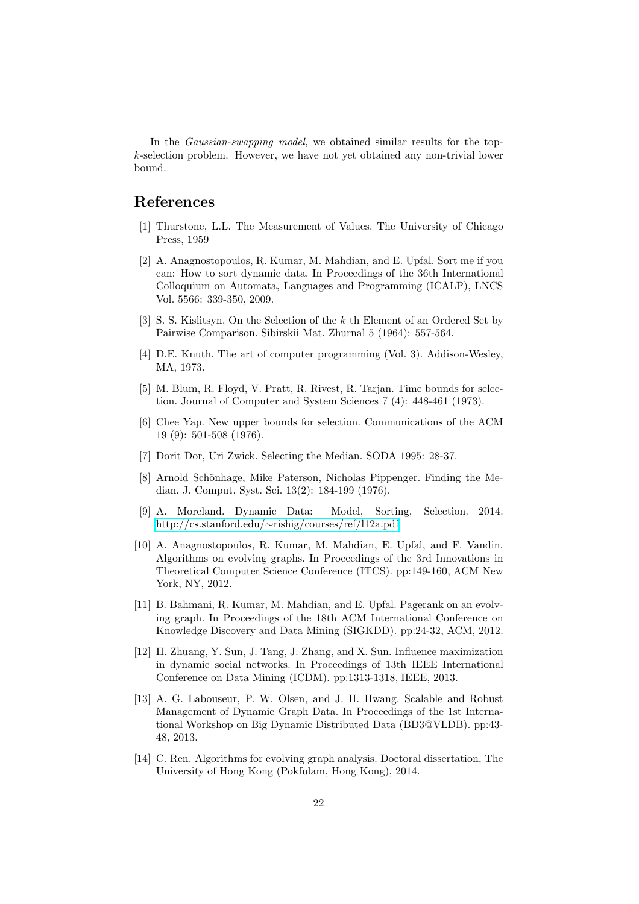In the *Gaussian-swapping model*, we obtained similar results for the top-$k$-selection problem. However, we have not yet obtained any non-trivial lower bound.

## References

[1] Thurstone, L.L. The Measurement of Values. The University of Chicago Press, 1959

[2] A. Anagnostopoulos, R. Kumar, M. Mahdian, and E. Upfal. Sort me if you can: How to sort dynamic data. In Proceedings of the 36th International Colloquium on Automata, Languages and Programming (ICALP), LNCS Vol. 5566: 339-350, 2009.

[3] S. S. Kislitsyn. On the Selection of the $k$ th Element of an Ordered Set by Pairwise Comparison. Sibirskii Mat. Zhurnal 5 (1964): 557-564.

[4] D.E. Knuth. The art of computer programming (Vol. 3). Addison-Wesley, MA, 1973.

[5] M. Blum, R. Floyd, V. Pratt, R. Rivest, R. Tarjan. Time bounds for selection. Journal of Computer and System Sciences 7 (4): 448-461 (1973).

[6] Chee Yap. New upper bounds for selection. Communications of the ACM 19 (9): 501-508 (1976).

[7] Dorit Dor, Uri Zwick. Selecting the Median. SODA 1995: 28-37.

[8] Arnold Schönhage, Mike Paterson, Nicholas Pippenger. Finding the Median. J. Comput. Syst. Sci. 13(2): 184-199 (1976).

[9] A. Moreland. Dynamic Data: Model, Sorting, Selection. 2014. http://cs.stanford.edu/∼rishig/courses/ref/l12a.pdf

[10] A. Anagnostopoulos, R. Kumar, M. Mahdian, E. Upfal, and F. Vandin. Algorithms on evolving graphs. In Proceedings of the 3rd Innovations in Theoretical Computer Science Conference (ITCS). pp:149-160, ACM New York, NY, 2012.

[11] B. Bahmani, R. Kumar, M. Mahdian, and E. Upfal. Pagerank on an evolving graph. In Proceedings of the 18th ACM International Conference on Knowledge Discovery and Data Mining (SIGKDD). pp:24-32, ACM, 2012.

[12] H. Zhuang, Y. Sun, J. Tang, J. Zhang, and X. Sun. Influence maximization in dynamic social networks. In Proceedings of 13th IEEE International Conference on Data Mining (ICDM). pp:1313-1318, IEEE, 2013.

[13] A. G. Labouseur, P. W. Olsen, and J. H. Hwang. Scalable and Robust Management of Dynamic Graph Data. In Proceedings of the 1st International Workshop on Big Dynamic Distributed Data (BD3@VLDB). pp:43-48, 2013.

[14] C. Ren. Algorithms for evolving graph analysis. Doctoral dissertation, The University of Hong Kong (Pokfulam, Hong Kong), 2014.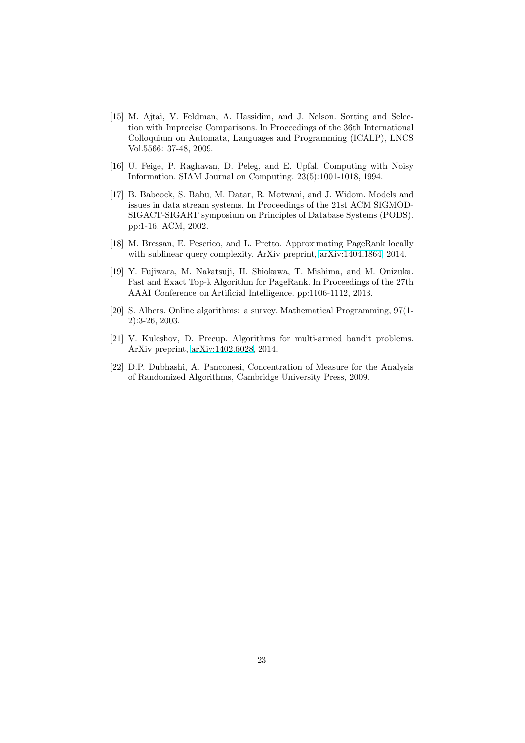[15] M. Ajtai, V. Feldman, A. Hassidim, and J. Nelson. Sorting and Selection with Imprecise Comparisons. In Proceedings of the 36th International Colloquium on Automata, Languages and Programming (ICALP), LNCS Vol.5566: 37-48, 2009.

[16] U. Feige, P. Raghavan, D. Peleg, and E. Upfal. Computing with Noisy Information. SIAM Journal on Computing. 23(5):1001-1018, 1994.

[17] B. Babcock, S. Babu, M. Datar, R. Motwani, and J. Widom. Models and issues in data stream systems. In Proceedings of the 21st ACM SIGMOD-SIGACT-SIGART symposium on Principles of Database Systems (PODS). pp:1-16, ACM, 2002.

[18] M. Bressan, E. Peserico, and L. Pretto. Approximating PageRank locally with sublinear query complexity. ArXiv preprint, arXiv:1404.1864, 2014.

[19] Y. Fujiwara, M. Nakatsuji, H. Shiokawa, T. Mishima, and M. Onizuka. Fast and Exact Top-k Algorithm for PageRank. In Proceedings of the 27th AAAI Conference on Artificial Intelligence. pp:1106-1112, 2013.

[20] S. Albers. Online algorithms: a survey. Mathematical Programming, 97(1-2):3-26, 2003.

[21] V. Kuleshov, D. Precup. Algorithms for multi-armed bandit problems. ArXiv preprint, arXiv:1402.6028, 2014.

[22] D.P. Dubhashi, A. Panconesi, Concentration of Measure for the Analysis of Randomized Algorithms, Cambridge University Press, 2009.